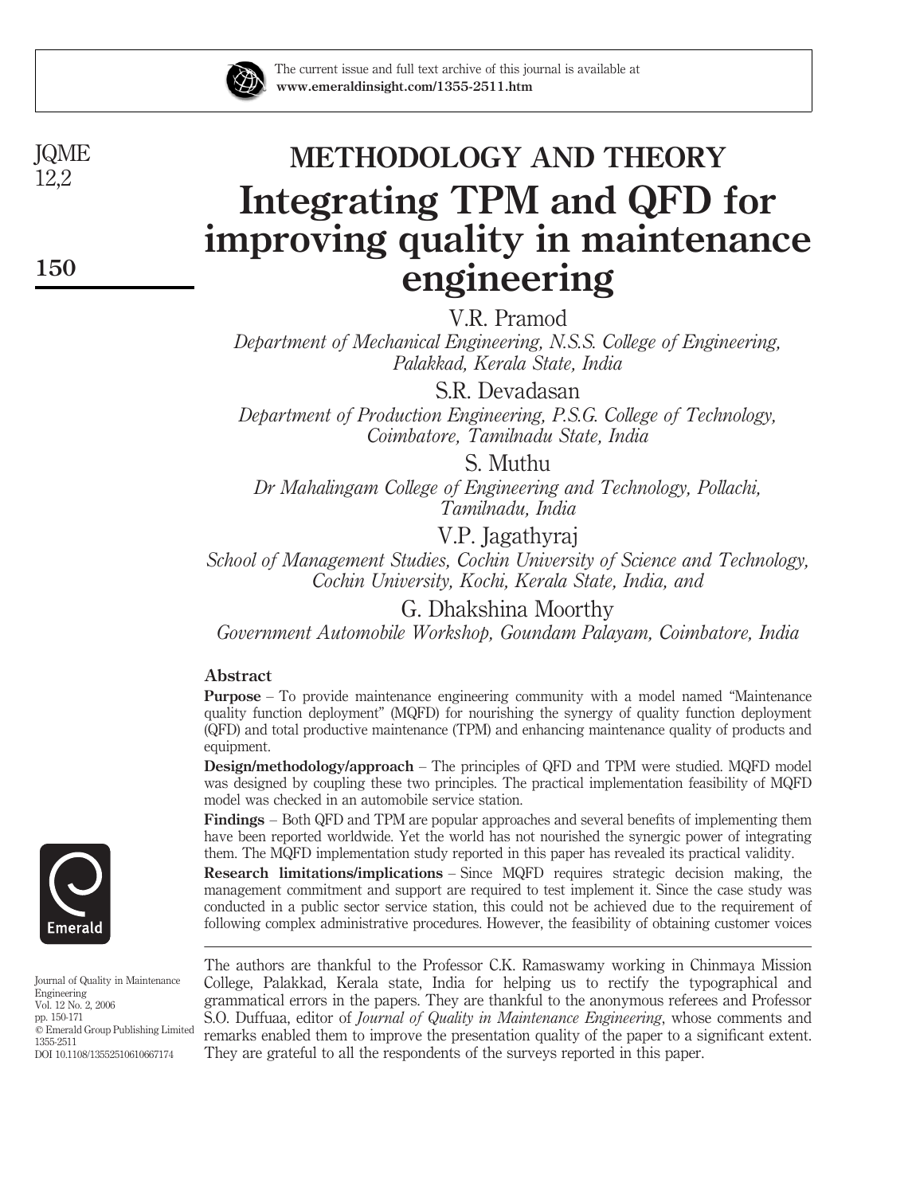The current issue and full text archive of this journal is available at
**www.emeraldinsight.com/1355-2511.htm**

## METHODOLOGY AND THEORY

# Integrating TPM and QFD for improving quality in maintenance engineering

V.R. Pramod

*Department of Mechanical Engineering, N.S.S. College of Engineering, Palakkad, Kerala State, India*

S.R. Devadasan

*Department of Production Engineering, P.S.G. College of Technology, Coimbatore, Tamilnadu State, India*

S. Muthu

*Dr Mahalingam College of Engineering and Technology, Pollachi, Tamilnadu, India*

V.P. Jagathyraj

*School of Management Studies, Cochin University of Science and Technology, Cochin University, Kochi, Kerala State, India, and*

G. Dhakshina Moorthy

*Government Automobile Workshop, Goundam Palayam, Coimbatore, India*

### Abstract

**Purpose** – To provide maintenance engineering community with a model named "Maintenance quality function deployment" (MQFD) for nourishing the synergy of quality function deployment (QFD) and total productive maintenance (TPM) and enhancing maintenance quality of products and equipment.

**Design/methodology/approach** – The principles of QFD and TPM were studied. MQFD model was designed by coupling these two principles. The practical implementation feasibility of MQFD model was checked in an automobile service station.

**Findings** – Both QFD and TPM are popular approaches and several benefits of implementing them have been reported worldwide. Yet the world has not nourished the synergic power of integrating them. The MQFD implementation study reported in this paper has revealed its practical validity.

**Research limitations/implications** – Since MQFD requires strategic decision making, the management commitment and support are required to test implement it. Since the case study was conducted in a public sector service station, this could not be achieved due to the requirement of following complex administrative procedures. However, the feasibility of obtaining customer voices

The authors are thankful to the Professor C.K. Ramaswamy working in Chinmaya Mission College, Palakkad, Kerala state, India for helping us to rectify the typographical and grammatical errors in the papers. They are thankful to the anonymous referees and Professor S.O. Duffuaa, editor of *Journal of Quality in Maintenance Engineering*, whose comments and remarks enabled them to improve the presentation quality of the paper to a significant extent. They are grateful to all the respondents of the surveys reported in this paper.

Journal of Quality in Maintenance Engineering
Vol. 12 No. 2, 2006
pp. 150-171
© Emerald Group Publishing Limited
1355-2511
DOI 10.1108/13552510610667174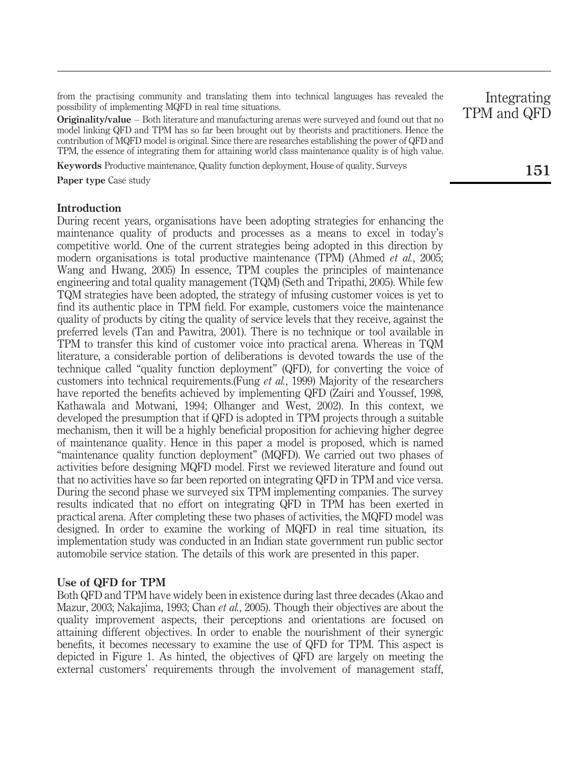from the practising community and translating them into technical languages has revealed the possibility of implementing MQFD in real time situations.

**Originality/value** – Both literature and manufacturing arenas were surveyed and found out that no model linking QFD and TPM has so far been brought out by theorists and practitioners. Hence the contribution of MQFD model is original. Since there are researches establishing the power of QFD and TPM, the essence of integrating them for attaining world class maintenance quality is of high value.

**Keywords** Productive maintenance, Quality function deployment, House of quality, Surveys

**Paper type** Case study

## Introduction

During recent years, organisations have been adopting strategies for enhancing the maintenance quality of products and processes as a means to excel in today's competitive world. One of the current strategies being adopted in this direction by modern organisations is total productive maintenance (TPM) (Ahmed *et al.*, 2005; Wang and Hwang, 2005) In essence, TPM couples the principles of maintenance engineering and total quality management (TQM) (Seth and Tripathi, 2005). While few TQM strategies have been adopted, the strategy of infusing customer voices is yet to find its authentic place in TPM field. For example, customers voice the maintenance quality of products by citing the quality of service levels that they receive, against the preferred levels (Tan and Pawitra, 2001). There is no technique or tool available in TPM to transfer this kind of customer voice into practical arena. Whereas in TQM literature, a considerable portion of deliberations is devoted towards the use of the technique called "quality function deployment" (QFD), for converting the voice of customers into technical requirements.(Fung *et al.*, 1999) Majority of the researchers have reported the benefits achieved by implementing QFD (Zairi and Youssef, 1998, Kathawala and Motwani, 1994; Olhanger and West, 2002). In this context, we developed the presumption that if QFD is adopted in TPM projects through a suitable mechanism, then it will be a highly beneficial proposition for achieving higher degree of maintenance quality. Hence in this paper a model is proposed, which is named "maintenance quality function deployment" (MQFD). We carried out two phases of activities before designing MQFD model. First we reviewed literature and found out that no activities have so far been reported on integrating QFD in TPM and vice versa. During the second phase we surveyed six TPM implementing companies. The survey results indicated that no effort on integrating QFD in TPM has been exerted in practical arena. After completing these two phases of activities, the MQFD model was designed. In order to examine the working of MQFD in real time situation, its implementation study was conducted in an Indian state government run public sector automobile service station. The details of this work are presented in this paper.

## Use of QFD for TPM

Both QFD and TPM have widely been in existence during last three decades (Akao and Mazur, 2003; Nakajima, 1993; Chan *et al.*, 2005). Though their objectives are about the quality improvement aspects, their perceptions and orientations are focused on attaining different objectives. In order to enable the nourishment of their synergic benefits, it becomes necessary to examine the use of QFD for TPM. This aspect is depicted in Figure 1. As hinted, the objectives of QFD are largely on meeting the external customers' requirements through the involvement of management staff,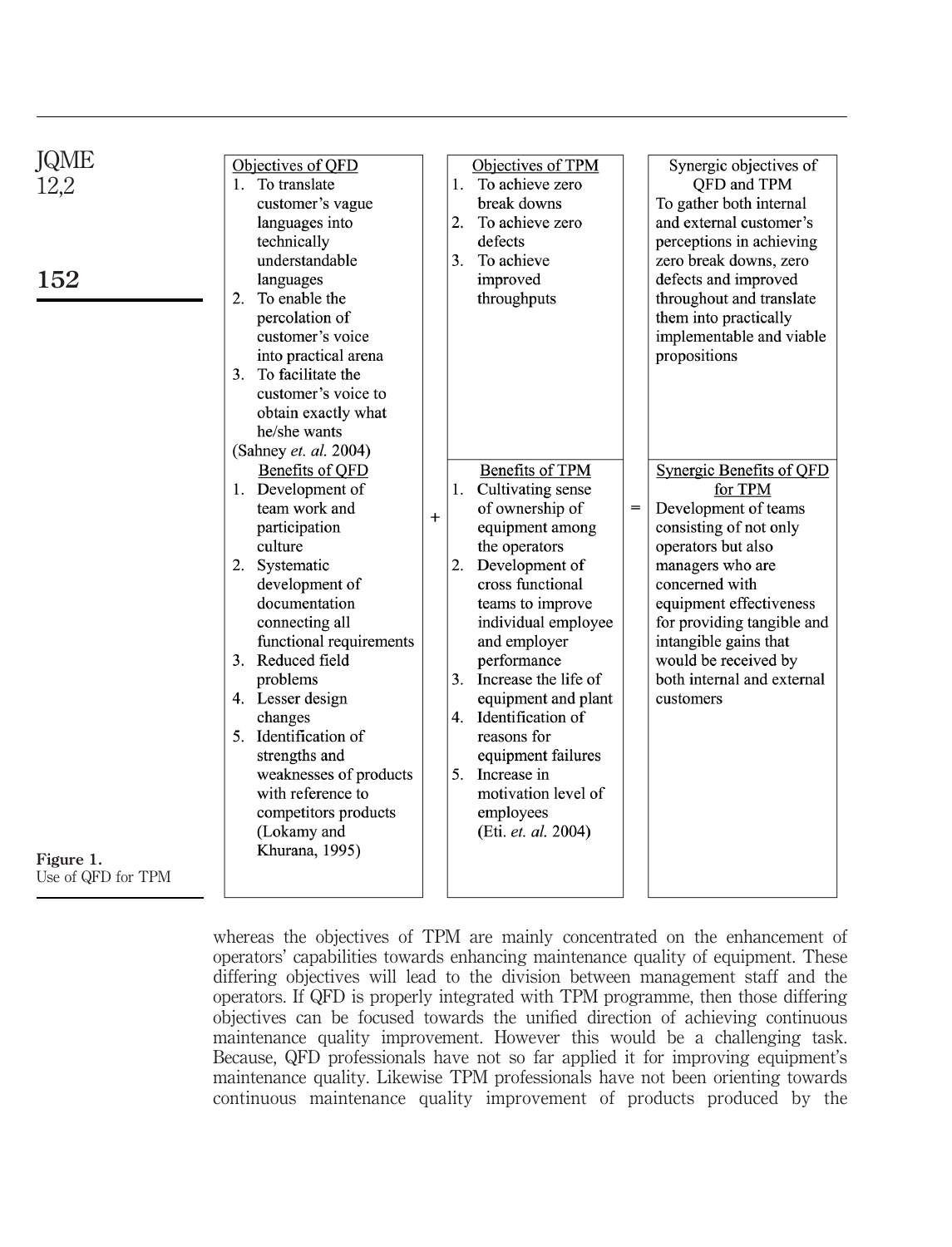| Objectives of QFD | | Objectives of TPM | | Synergic objectives of QFD and TPM |
|---|---|---|---|---|
| 1. To translate customer's vague languages into technically understandable languages<br>2. To enable the percolation of customer's voice into practical arena<br>3. To facilitate the customer's voice to obtain exactly what he/she wants<br>(Sahney *et. al.* 2004) | | 1. To achieve zero break downs<br>2. To achieve zero defects<br>3. To achieve improved throughputs | | To gather both internal and external customer's perceptions in achieving zero break downs, zero defects and improved throughout and translate them into practically implementable and viable propositions |
| **Benefits of QFD** | | **Benefits of TPM** | | **Synergic Benefits of QFD for TPM** |
| 1. Development of team work and participation culture<br>2. Systematic development of documentation connecting all functional requirements<br>3. Reduced field problems<br>4. Lesser design changes<br>5. Identification of strengths and weaknesses of products with reference to competitors products<br>(Lokamy and Khurana, 1995) | + | 1. Cultivating sense of ownership of equipment among the operators<br>2. Development of cross functional teams to improve individual employee and employer performance<br>3. Increase the life of equipment and plant<br>4. Identification of reasons for equipment failures<br>5. Increase in motivation level of employees<br>(Eti. *et. al.* 2004) | = | Development of teams consisting of not only operators but also managers who are concerned with equipment effectiveness for providing tangible and intangible gains that would be received by both internal and external customers |

**Figure 1.** Use of QFD for TPM

whereas the objectives of TPM are mainly concentrated on the enhancement of operators' capabilities towards enhancing maintenance quality of equipment. These differing objectives will lead to the division between management staff and the operators. If QFD is properly integrated with TPM programme, then those differing objectives can be focused towards the unified direction of achieving continuous maintenance quality improvement. However this would be a challenging task. Because, QFD professionals have not so far applied it for improving equipment's maintenance quality. Likewise TPM professionals have not been orienting towards continuous maintenance quality improvement of products produced by the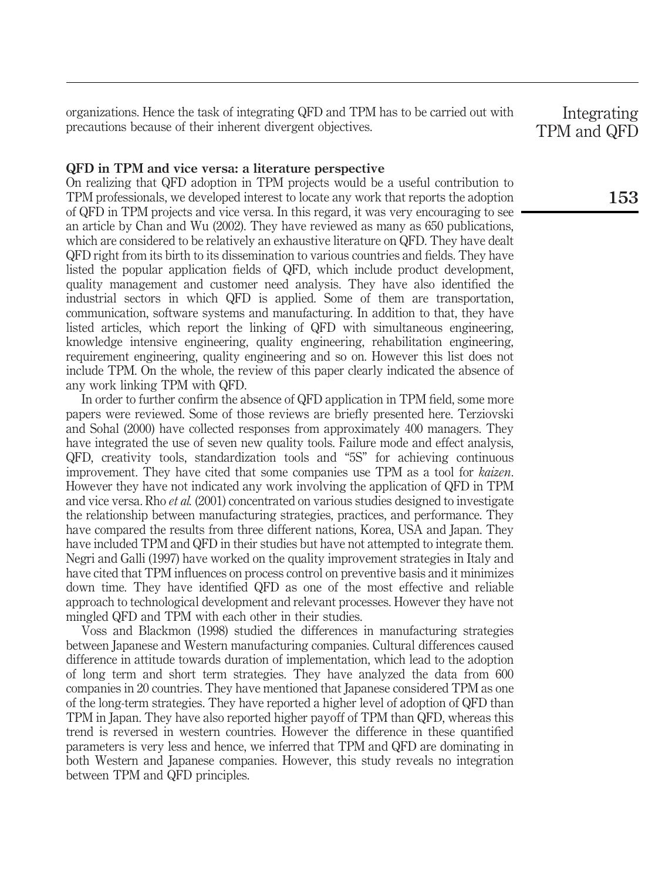organizations. Hence the task of integrating QFD and TPM has to be carried out with precautions because of their inherent divergent objectives.

### QFD in TPM and vice versa: a literature perspective

On realizing that QFD adoption in TPM projects would be a useful contribution to TPM professionals, we developed interest to locate any work that reports the adoption of QFD in TPM projects and vice versa. In this regard, it was very encouraging to see an article by Chan and Wu (2002). They have reviewed as many as 650 publications, which are considered to be relatively an exhaustive literature on QFD. They have dealt QFD right from its birth to its dissemination to various countries and fields. They have listed the popular application fields of QFD, which include product development, quality management and customer need analysis. They have also identified the industrial sectors in which QFD is applied. Some of them are transportation, communication, software systems and manufacturing. In addition to that, they have listed articles, which report the linking of QFD with simultaneous engineering, knowledge intensive engineering, quality engineering, rehabilitation engineering, requirement engineering, quality engineering and so on. However this list does not include TPM. On the whole, the review of this paper clearly indicated the absence of any work linking TPM with QFD.

In order to further confirm the absence of QFD application in TPM field, some more papers were reviewed. Some of those reviews are briefly presented here. Terziovski and Sohal (2000) have collected responses from approximately 400 managers. They have integrated the use of seven new quality tools. Failure mode and effect analysis, QFD, creativity tools, standardization tools and "5S" for achieving continuous improvement. They have cited that some companies use TPM as a tool for *kaizen*. However they have not indicated any work involving the application of QFD in TPM and vice versa. Rho *et al.* (2001) concentrated on various studies designed to investigate the relationship between manufacturing strategies, practices, and performance. They have compared the results from three different nations, Korea, USA and Japan. They have included TPM and QFD in their studies but have not attempted to integrate them. Negri and Galli (1997) have worked on the quality improvement strategies in Italy and have cited that TPM influences on process control on preventive basis and it minimizes down time. They have identified QFD as one of the most effective and reliable approach to technological development and relevant processes. However they have not mingled QFD and TPM with each other in their studies.

Voss and Blackmon (1998) studied the differences in manufacturing strategies between Japanese and Western manufacturing companies. Cultural differences caused difference in attitude towards duration of implementation, which lead to the adoption of long term and short term strategies. They have analyzed the data from 600 companies in 20 countries. They have mentioned that Japanese considered TPM as one of the long-term strategies. They have reported a higher level of adoption of QFD than TPM in Japan. They have also reported higher payoff of TPM than QFD, whereas this trend is reversed in western countries. However the difference in these quantified parameters is very less and hence, we inferred that TPM and QFD are dominating in both Western and Japanese companies. However, this study reveals no integration between TPM and QFD principles.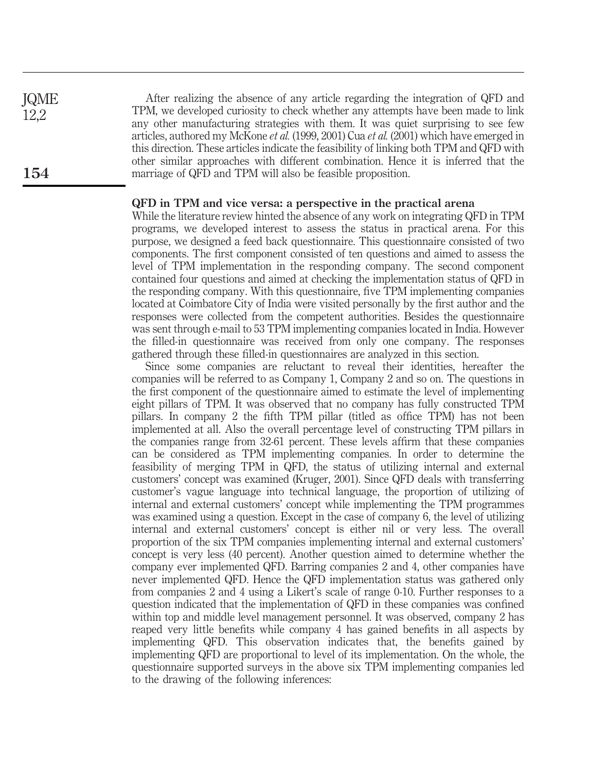After realizing the absence of any article regarding the integration of QFD and TPM, we developed curiosity to check whether any attempts have been made to link any other manufacturing strategies with them. It was quiet surprising to see few articles, authored my McKone *et al.* (1999, 2001) Cua *et al.* (2001) which have emerged in this direction. These articles indicate the feasibility of linking both TPM and QFD with other similar approaches with different combination. Hence it is inferred that the marriage of QFD and TPM will also be feasible proposition.

## QFD in TPM and vice versa: a perspective in the practical arena

While the literature review hinted the absence of any work on integrating QFD in TPM programs, we developed interest to assess the status in practical arena. For this purpose, we designed a feed back questionnaire. This questionnaire consisted of two components. The first component consisted of ten questions and aimed to assess the level of TPM implementation in the responding company. The second component contained four questions and aimed at checking the implementation status of QFD in the responding company. With this questionnaire, five TPM implementing companies located at Coimbatore City of India were visited personally by the first author and the responses were collected from the competent authorities. Besides the questionnaire was sent through e-mail to 53 TPM implementing companies located in India. However the filled-in questionnaire was received from only one company. The responses gathered through these filled-in questionnaires are analyzed in this section.

Since some companies are reluctant to reveal their identities, hereafter the companies will be referred to as Company 1, Company 2 and so on. The questions in the first component of the questionnaire aimed to estimate the level of implementing eight pillars of TPM. It was observed that no company has fully constructed TPM pillars. In company 2 the fifth TPM pillar (titled as office TPM) has not been implemented at all. Also the overall percentage level of constructing TPM pillars in the companies range from 32-61 percent. These levels affirm that these companies can be considered as TPM implementing companies. In order to determine the feasibility of merging TPM in QFD, the status of utilizing internal and external customers' concept was examined (Kruger, 2001). Since QFD deals with transferring customer's vague language into technical language, the proportion of utilizing of internal and external customers' concept while implementing the TPM programmes was examined using a question. Except in the case of company 6, the level of utilizing internal and external customers' concept is either nil or very less. The overall proportion of the six TPM companies implementing internal and external customers' concept is very less (40 percent). Another question aimed to determine whether the company ever implemented QFD. Barring companies 2 and 4, other companies have never implemented QFD. Hence the QFD implementation status was gathered only from companies 2 and 4 using a Likert's scale of range 0-10. Further responses to a question indicated that the implementation of QFD in these companies was confined within top and middle level management personnel. It was observed, company 2 has reaped very little benefits while company 4 has gained benefits in all aspects by implementing QFD. This observation indicates that, the benefits gained by implementing QFD are proportional to level of its implementation. On the whole, the questionnaire supported surveys in the above six TPM implementing companies led to the drawing of the following inferences: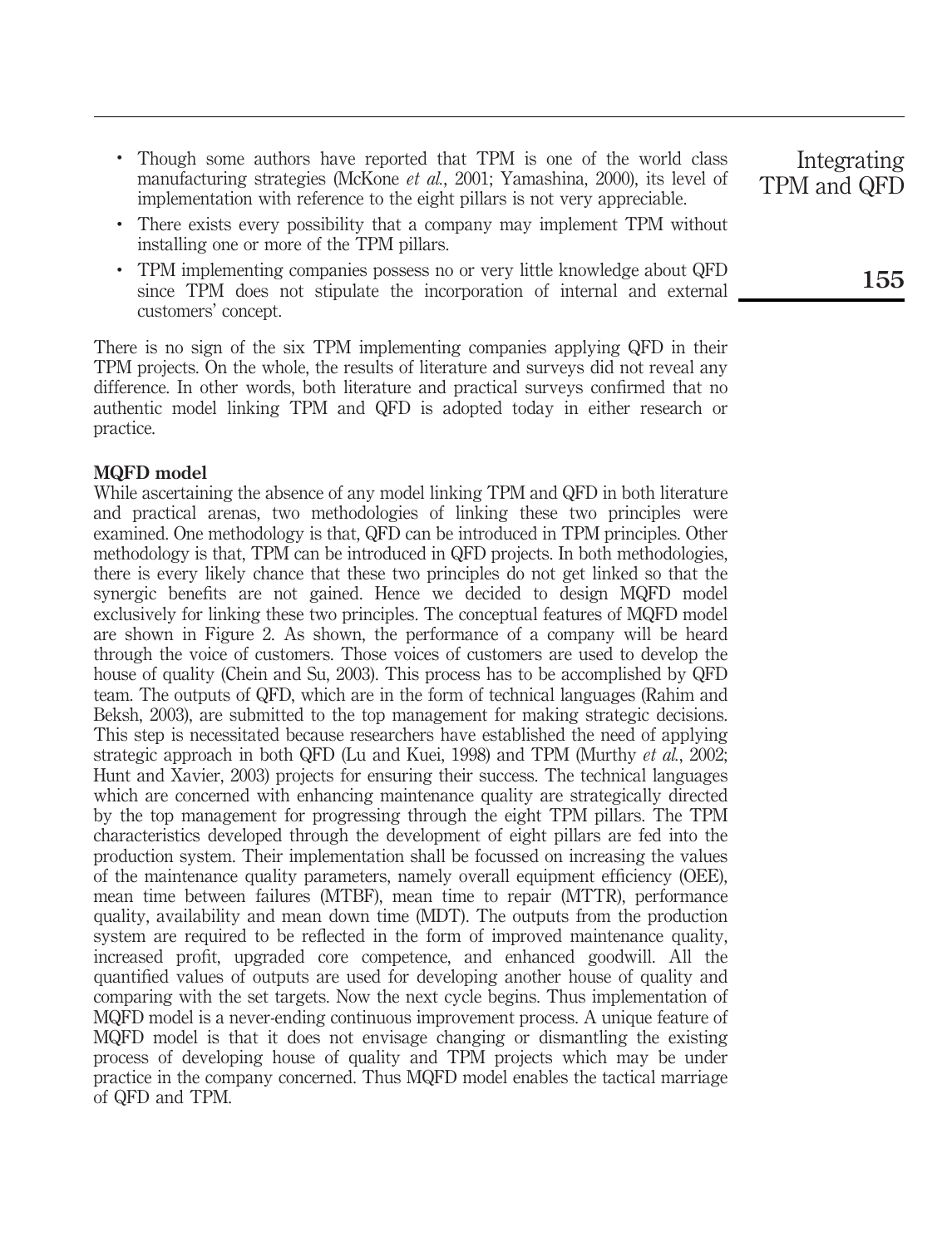- Though some authors have reported that TPM is one of the world class manufacturing strategies (McKone *et al.*, 2001; Yamashina, 2000), its level of implementation with reference to the eight pillars is not very appreciable.
- There exists every possibility that a company may implement TPM without installing one or more of the TPM pillars.
- TPM implementing companies possess no or very little knowledge about QFD since TPM does not stipulate the incorporation of internal and external customers' concept.

There is no sign of the six TPM implementing companies applying QFD in their TPM projects. On the whole, the results of literature and surveys did not reveal any difference. In other words, both literature and practical surveys confirmed that no authentic model linking TPM and QFD is adopted today in either research or practice.

### MQFD model

While ascertaining the absence of any model linking TPM and QFD in both literature and practical arenas, two methodologies of linking these two principles were examined. One methodology is that, QFD can be introduced in TPM principles. Other methodology is that, TPM can be introduced in QFD projects. In both methodologies, there is every likely chance that these two principles do not get linked so that the synergic benefits are not gained. Hence we decided to design MQFD model exclusively for linking these two principles. The conceptual features of MQFD model are shown in Figure 2. As shown, the performance of a company will be heard through the voice of customers. Those voices of customers are used to develop the house of quality (Chein and Su, 2003). This process has to be accomplished by QFD team. The outputs of QFD, which are in the form of technical languages (Rahim and Beksh, 2003), are submitted to the top management for making strategic decisions. This step is necessitated because researchers have established the need of applying strategic approach in both QFD (Lu and Kuei, 1998) and TPM (Murthy *et al.*, 2002; Hunt and Xavier, 2003) projects for ensuring their success. The technical languages which are concerned with enhancing maintenance quality are strategically directed by the top management for progressing through the eight TPM pillars. The TPM characteristics developed through the development of eight pillars are fed into the production system. Their implementation shall be focussed on increasing the values of the maintenance quality parameters, namely overall equipment efficiency (OEE), mean time between failures (MTBF), mean time to repair (MTTR), performance quality, availability and mean down time (MDT). The outputs from the production system are required to be reflected in the form of improved maintenance quality, increased profit, upgraded core competence, and enhanced goodwill. All the quantified values of outputs are used for developing another house of quality and comparing with the set targets. Now the next cycle begins. Thus implementation of MQFD model is a never-ending continuous improvement process. A unique feature of MQFD model is that it does not envisage changing or dismantling the existing process of developing house of quality and TPM projects which may be under practice in the company concerned. Thus MQFD model enables the tactical marriage of QFD and TPM.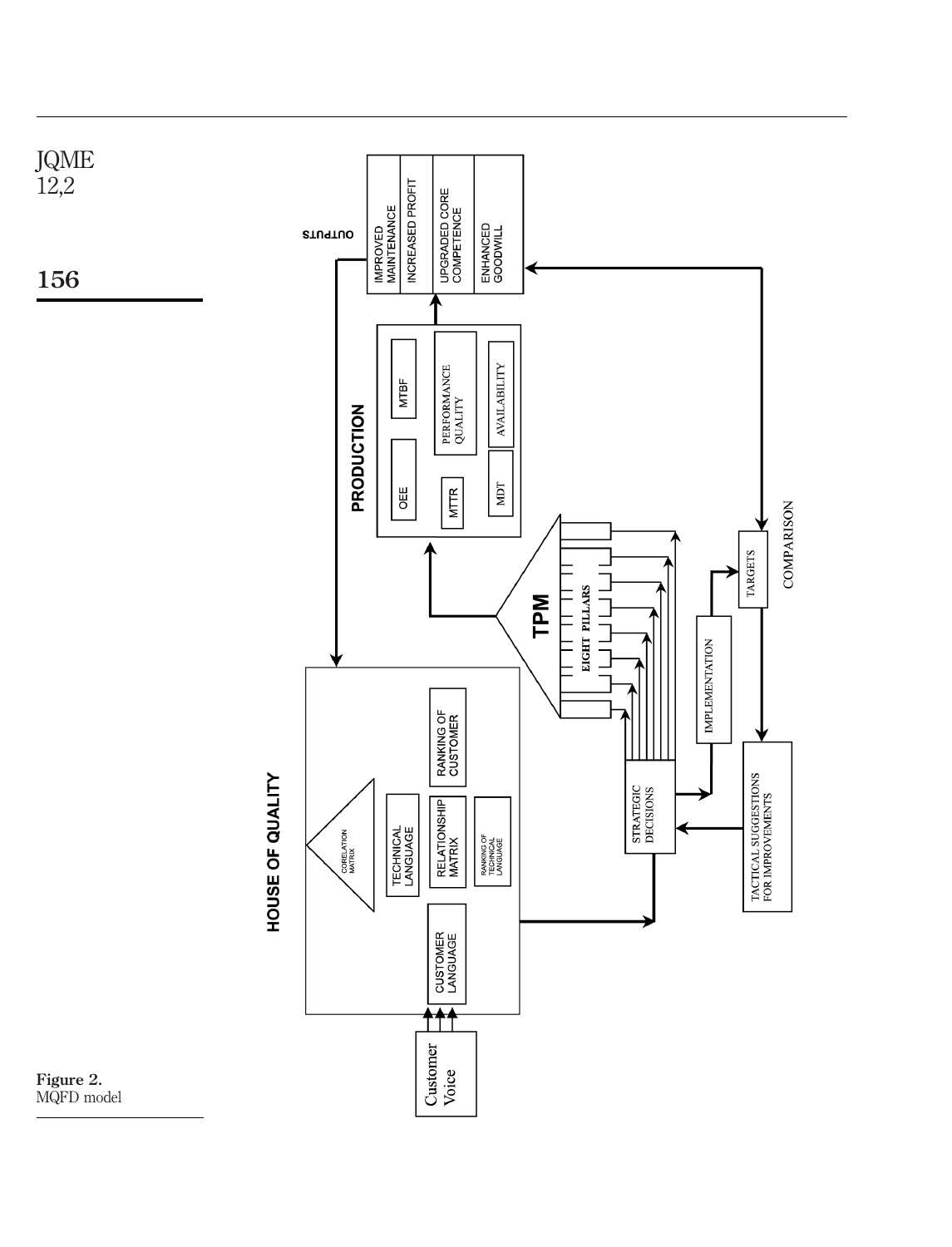HOUSE OF QUALITY

Customer Voice

CUSTOMER LANGUAGE

CORELATION MATRIX

TECHNICAL LANGUAGE

RELATIONSHIP MATRIX

RANKING OF TECHNICAL LANGUAGE

RANKING OF CUSTOMER

TPM

EIGHT PILLARS

STRATEGIC DECISIONS

IMPLEMENTATION

TARGETS

COMPARISON

TACTICAL SUGGESTIONS FOR IMPROVEMENTS

PRODUCTION

OEE

MTBF

MTTR

PERFORMANCE QUALITY

MDT

AVAILABILITY

OUTPUTS

IMPROVED MAINTENANCE

INCREASED PROFIT

UPGRADED CORE COMPETENCE

ENHANCED GOODWILL

**Figure 2.** MQFD model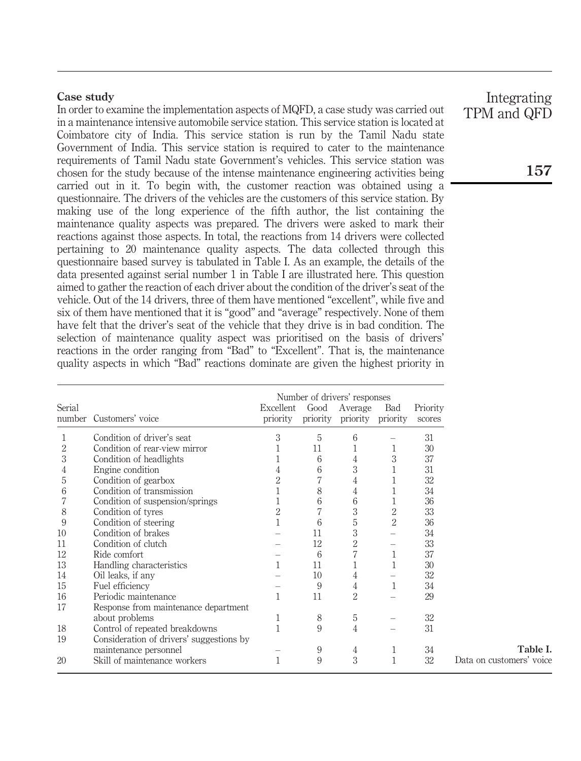### Case study

In order to examine the implementation aspects of MQFD, a case study was carried out in a maintenance intensive automobile service station. This service station is located at Coimbatore city of India. This service station is run by the Tamil Nadu state Government of India. This service station is required to cater to the maintenance requirements of Tamil Nadu state Government's vehicles. This service station was chosen for the study because of the intense maintenance engineering activities being carried out in it. To begin with, the customer reaction was obtained using a questionnaire. The drivers of the vehicles are the customers of this service station. By making use of the long experience of the fifth author, the list containing the maintenance quality aspects was prepared. The drivers were asked to mark their reactions against those aspects. In total, the reactions from 14 drivers were collected pertaining to 20 maintenance quality aspects. The data collected through this questionnaire based survey is tabulated in Table I. As an example, the details of the data presented against serial number 1 in Table I are illustrated here. This question aimed to gather the reaction of each driver about the condition of the driver's seat of the vehicle. Out of the 14 drivers, three of them have mentioned "excellent", while five and six of them have mentioned that it is "good" and "average" respectively. None of them have felt that the driver's seat of the vehicle that they drive is in bad condition. The selection of maintenance quality aspect was prioritised on the basis of drivers' reactions in the order ranging from "Bad" to "Excellent". That is, the maintenance quality aspects in which "Bad" reactions dominate are given the highest priority in

**Table I.** Data on customers' voice

| | | Number of drivers' responses | | | | |
|---|---|---|---|---|---|---|
| Serial number | Customers' voice | Excellent priority | Good priority | Average priority | Bad priority | Priority scores |
| 1 | Condition of driver's seat | 3 | 5 | 6 | – | 31 |
| 2 | Condition of rear-view mirror | 1 | 11 | 1 | 1 | 30 |
| 3 | Condition of headlights | 1 | 6 | 4 | 3 | 37 |
| 4 | Engine condition | 4 | 6 | 3 | 1 | 31 |
| 5 | Condition of gearbox | 2 | 7 | 4 | 1 | 32 |
| 6 | Condition of transmission | 1 | 8 | 4 | 1 | 34 |
| 7 | Condition of suspension/springs | 1 | 6 | 6 | 1 | 36 |
| 8 | Condition of tyres | 2 | 7 | 3 | 2 | 33 |
| 9 | Condition of steering | 1 | 6 | 5 | 2 | 36 |
| 10 | Condition of brakes | – | 11 | 3 | – | 34 |
| 11 | Condition of clutch | – | 12 | 2 | – | 33 |
| 12 | Ride comfort | – | 6 | 7 | 1 | 37 |
| 13 | Handling characteristics | 1 | 11 | 1 | 1 | 30 |
| 14 | Oil leaks, if any | – | 10 | 4 | – | 32 |
| 15 | Fuel efficiency | – | 9 | 4 | 1 | 34 |
| 16 | Periodic maintenance | 1 | 11 | 2 | – | 29 |
| 17 | Response from maintenance department about problems | 1 | 8 | 5 | – | 32 |
| 18 | Control of repeated breakdowns | 1 | 9 | 4 | – | 31 |
| 19 | Consideration of drivers' suggestions by maintenance personnel | – | 9 | 4 | 1 | 34 |
| 20 | Skill of maintenance workers | 1 | 9 | 3 | 1 | 32 |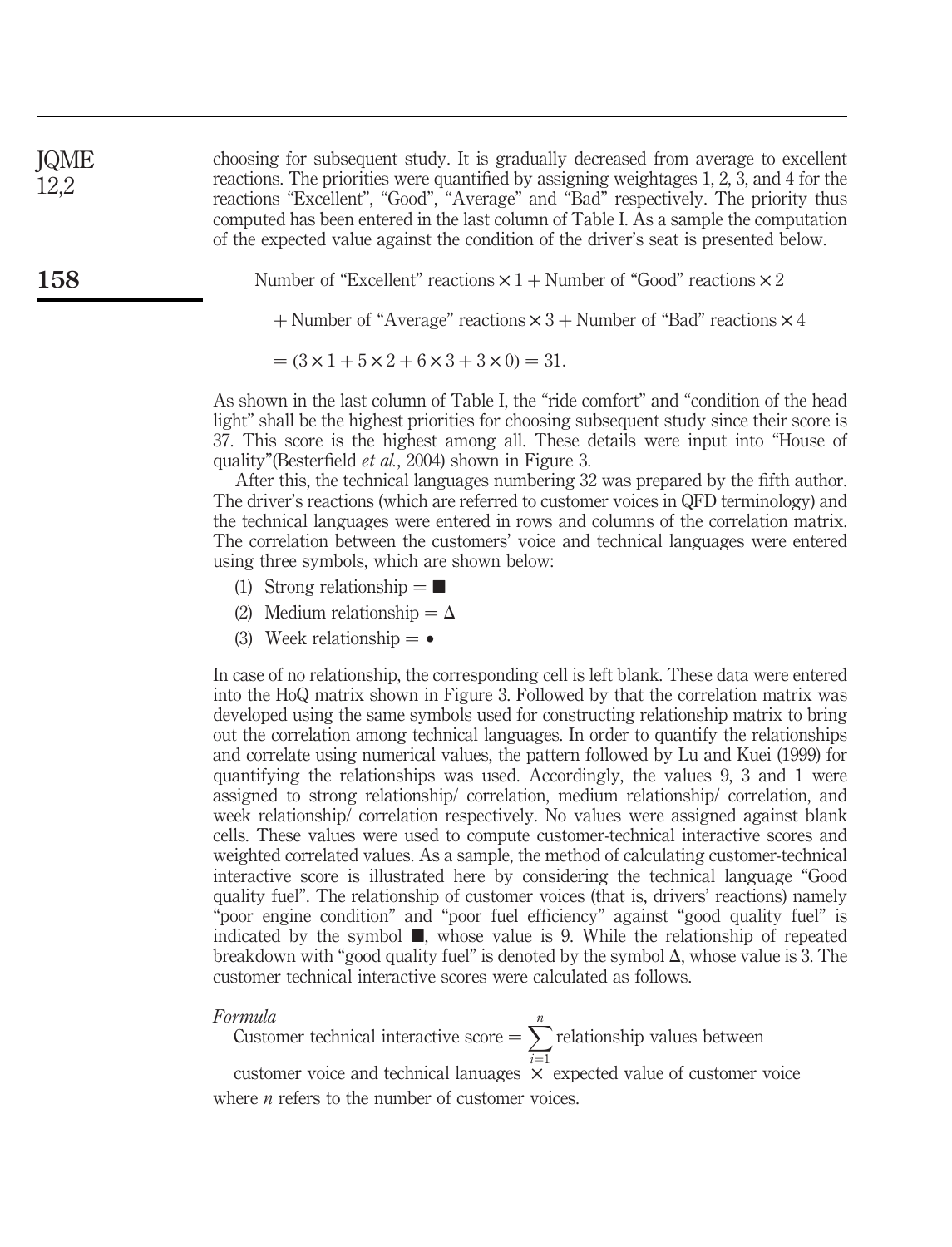choosing for subsequent study. It is gradually decreased from average to excellent reactions. The priorities were quantified by assigning weightages 1, 2, 3, and 4 for the reactions "Excellent", "Good", "Average" and "Bad" respectively. The priority thus computed has been entered in the last column of Table I. As a sample the computation of the expected value against the condition of the driver's seat is presented below.

$$\text{Number of "Excellent" reactions} \times 1 + \text{Number of "Good" reactions} \times 2$$

$$+ \text{Number of "Average" reactions} \times 3 + \text{Number of "Bad" reactions} \times 4$$

$$= (3 \times 1 + 5 \times 2 + 6 \times 3 + 3 \times 0) = 31.$$

As shown in the last column of Table I, the "ride comfort" and "condition of the head light" shall be the highest priorities for choosing subsequent study since their score is 37. This score is the highest among all. These details were input into "House of quality"(Besterfield *et al.*, 2004) shown in Figure 3.

After this, the technical languages numbering 32 was prepared by the fifth author. The driver's reactions (which are referred to customer voices in QFD terminology) and the technical languages were entered in rows and columns of the correlation matrix. The correlation between the customers' voice and technical languages were entered using three symbols, which are shown below:

1. Strong relationship = ■
2. Medium relationship = Δ
3. Week relationship = •

In case of no relationship, the corresponding cell is left blank. These data were entered into the HoQ matrix shown in Figure 3. Followed by that the correlation matrix was developed using the same symbols used for constructing relationship matrix to bring out the correlation among technical languages. In order to quantify the relationships and correlate using numerical values, the pattern followed by Lu and Kuei (1999) for quantifying the relationships was used. Accordingly, the values 9, 3 and 1 were assigned to strong relationship/ correlation, medium relationship/ correlation, and week relationship/ correlation respectively. No values were assigned against blank cells. These values were used to compute customer-technical interactive scores and weighted correlated values. As a sample, the method of calculating customer-technical interactive score is illustrated here by considering the technical language "Good quality fuel". The relationship of customer voices (that is, drivers' reactions) namely "poor engine condition" and "poor fuel efficiency" against "good quality fuel" is indicated by the symbol ■, whose value is 9. While the relationship of repeated breakdown with "good quality fuel" is denoted by the symbol Δ, whose value is 3. The customer technical interactive scores were calculated as follows.

*Formula*

$$\text{Customer technical interactive score} = \sum_{i=1}^{n} \text{relationship values between customer voice and technical lanuages} \times \text{expected value of customer voice}$$

where $n$ refers to the number of customer voices.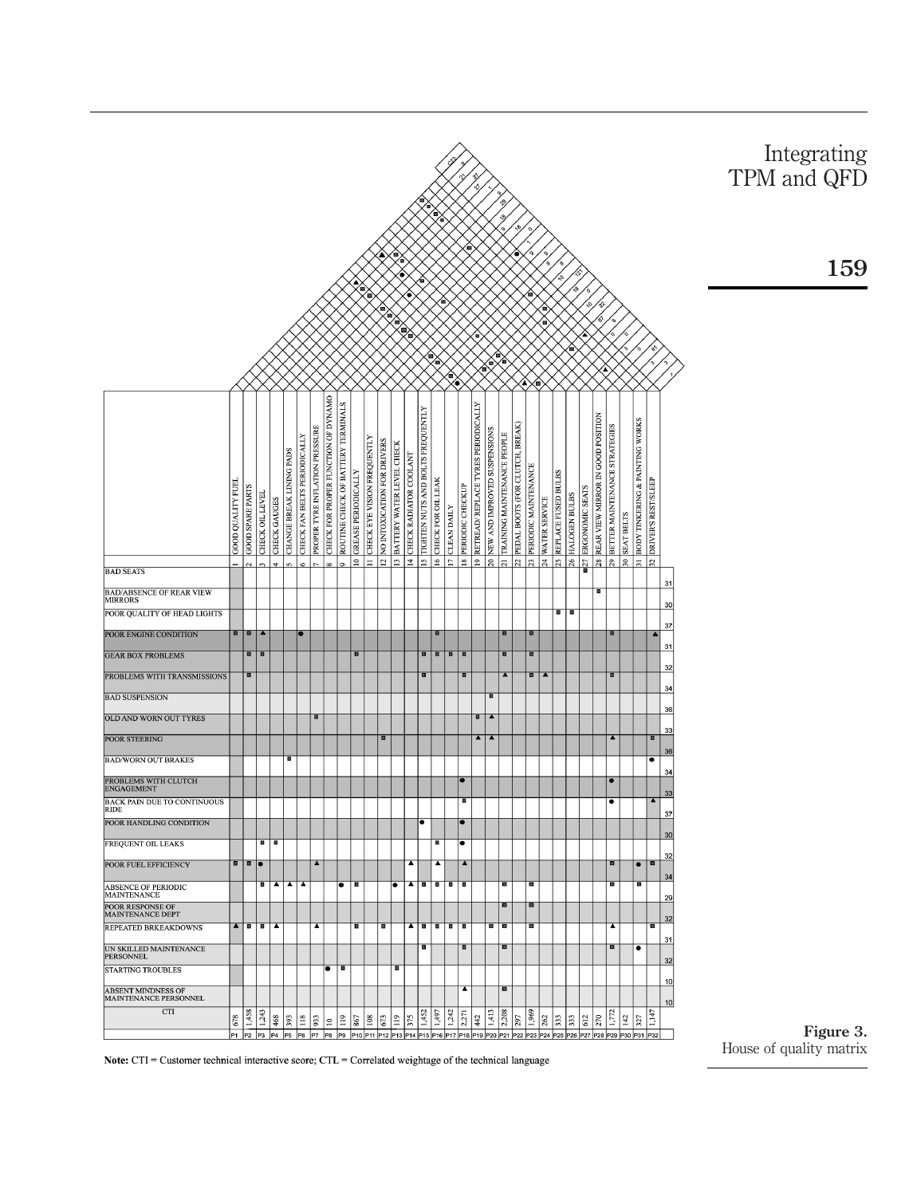| | 1 GOOD QUALITY FUEL | 2 GOOD SPARE PARTS | 3 CHECK OIL LEVEL | 4 CHECK GAUGES | 5 CHANGE BREAK LINING PADS | 6 CHECK FAN BELTS PERIODICALLY | 7 PROPER TYRE INFLATION PRESSURE | 8 CHECK FOR PROPER FUNCTION OF DYNAMO | 9 ROUTINE CHECK OF BATTERY TERMINALS | 10 GREASE PERIODICALLY | 11 CHECK EYE VISION FREQUENTLY | 12 NO INTOXICATION FOR DRIVERS | 13 BATTERY WATER LEVEL CHECK | 14 CHECK RADIATOR COOLANT | 15 TIGHTEN NUTS AND BOLTS FREQUENTLY | 16 CHECK FOR OIL LEAK | 17 CLEAN DAILY | 18 PERIODIC CHECKUP | 19 RETREAD/ REPLACE TYRES PERIODICALLY | 20 NEW AND IMPROVED SUSPENSIONS | 21 TRAINING MAINTENANCE PEOPLE | 22 PEDAL BOOTS (FOR CLUTCH, BREAK) | 23 PERIODIC MAINTENANCE | 24 WATER SERVICE | 25 REPLACE FUSED BULBS | 26 HALOGEN BULBS | 27 ERGONOMIC SEATS | 28 REAR VIEW MIRROR IN GOOD POSITION | 29 BETTER MAINTENANCE STRATEGIES | 30 SEAT BELTS | 31 BODY TINKERING & PAINTING WORKS | 32 DRIVER'S REST/SLEEP | |
|---|---|---|---|---|---|---|---|---|---|---|---|---|---|---|---|---|---|---|---|---|---|---|---|---|---|---|---|---|---|---|---|---|---|
| BAD SEATS | | | | | | | | | | | | | | | | | | | | | | | | | | | ■ | | | | | | 31 |
| BAD/ABSENCE OF REAR VIEW MIRRORS | | | | | | | | | | | | | | | | | | | | | | | | | | | | ■ | | | | | 30 |
| POOR QUALITY OF HEAD LIGHTS | | | | | | | | | | | | | | | | | | | | | | | | | ■ | ■ | | | | | | | 37 |
| POOR ENGINE CONDITION | ■ | ■ | ▲ | | | ● | | | | | | | | | | ■ | | | | | ■ | | ■ | | | | | | ■ | | | ▲ | 31 |
| GEAR BOX PROBLEMS | | ■ | ■ | | | | | | | ■ | | | | | ■ | ■ | ■ | ■ | | | ■ | | ■ | | | | | | | | | | 32 |
| PROBLEMS WITH TRANSMISSIONS | | ■ | | | | | | | | | | | | | ■ | | | ■ | | | ▲ | | ■ | ▲ | | | | | ■ | | | | 34 |
| BAD SUSPENSION | | | | | | | | | | | | | | | | | | | | ■ | | | | | | | | | | | | | 36 |
| OLD AND WORN OUT TYRES | | | | | | | ■ | | | | | | | | | | | | ■ | ▲ | | | | | | | | | | | | | 33 |
| POOR STEERING | | | | | | | | | | | | ■ | | | | | | | ▲ | ▲ | | | | | | | | | ▲ | | | ■ | 36 |
| BAD/WORN OUT BRAKES | | | | | ■ | | | | | | | | | | | | | | | | | | | | | | | | | | | ● | 34 |
| PROBLEMS WITH CLUTCH ENGAGEMENT | | | | | | | | | | | | | | | | | | ● | | | | | | | | | | | ● | | | | 33 |
| BACK PAIN DUE TO CONTINUOUS RIDE | | | | | | | | | | | | | | | | | | ■ | | | | | | | | | | | ● | | | ▲ | 37 |
| POOR HANDLING CONDITION | | | | | | | | | | | | | | | ● | | | ● | | | | | | | | | | | | | | | 30 |
| FREQUENT OIL LEAKS | | | ■ | ■ | | | | | | | | | | | | ■ | | ● | | | | | | | | | | | | | | | 32 |
| POOR FUEL EFFICIENCY | ■ | ■ | ● | | | | ▲ | | | | | | | ▲ | | ▲ | | ▲ | | | | | | | | | | | ■ | | ● | ■ | 34 |
| ABSENCE OF PERIODIC MAINTENANCE | | | ■ | ▲ | ▲ | ▲ | | | ● | ■ | | | ● | ▲ | ■ | ■ | ■ | ■ | | | ■ | | ■ | | | | | | ■ | | ■ | | 29 |
| POOR RESPONSE OF MAINTENANCE DEPT | | | | | | | | | | | | | | | | | | | | | ■ | | ■ | | | | | | | | | | 32 |
| REPEATED BRKEAKDOWNS | ▲ | ■ | ■ | ▲ | | | ▲ | | | ■ | | ■ | | ▲ | ■ | ■ | ■ | ■ | | ■ | ■ | | ■ | | | | | | ▲ | | | ■ | 31 |
| UN SKILLED MAINTENANCE PERSONNEL | | | | | | | | | | | | | | | ■ | | | ■ | | | ■ | | | | | | | | ■ | | ● | | 32 |
| STARTING TROUBLES | | | | | | | | ● | ■ | | | | ■ | | | | | | | | | | | | | | | | | | | | 10 |
| ABSENT MINDNESS OF MAINTENANCE PERSONNEL | | | | | | | | | | | | | | | | | | ▲ | | | ■ | | | | | | | | | | | | 10 |
| CTI | 678 | 1,458 | 1,243 | 468 | 393 | 118 | 933 | 10 | 119 | 867 | 108 | 673 | 119 | 375 | 1,452 | 1,497 | 1,242 | 2,271 | 442 | 1,413 | 2,208 | 297 | 1,969 | 262 | 333 | 333 | 612 | 270 | 1,772 | 142 | 327 | 1,147 | |
| | P1 | P2 | P3 | P4 | P5 | P6 | P7 | P8 | P9 | P10 | P11 | P12 | P13 | P14 | P15 | P16 | P17 | P18 | P19 | P20 | P21 | P22 | P23 | P24 | P25 | P26 | P27 | P28 | P29 | P30 | P31 | P32 | |

CTL (correlation roof): 27, 9, 21, 27, 1, 9, 25, 18, 9, 18, 0, 1, 9, 9, 9, 9, 10, 121, 18, 0, 10, 22, 27, 9, 0, 0, 0, 81, 3, 3

**Note:** CTI = Customer technical interactive score; CTL = Correlated weightage of the technical language

**Figure 3.** House of quality matrix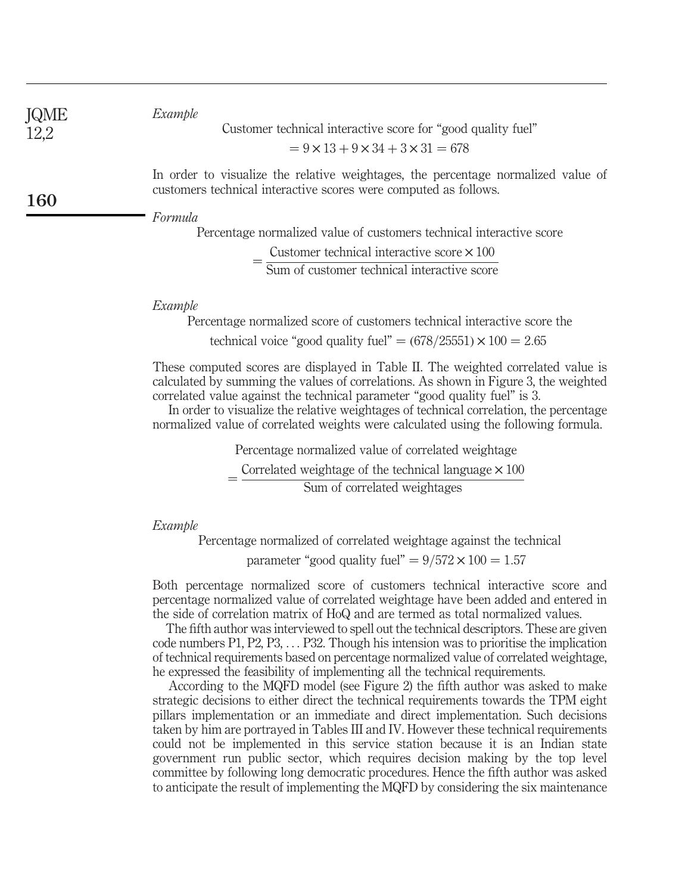*Example*

$$\text{Customer technical interactive score for “good quality fuel”} = 9 \times 13 + 9 \times 34 + 3 \times 31 = 678$$

In order to visualize the relative weightages, the percentage normalized value of customers technical interactive scores were computed as follows.

*Formula*

$$\text{Percentage normalized value of customers technical interactive score} = \frac{\text{Customer technical interactive score} \times 100}{\text{Sum of customer technical interactive score}}$$

*Example*

$$\text{Percentage normalized score of customers technical interactive score the technical voice “good quality fuel”} = (678/25551) \times 100 = 2.65$$

These computed scores are displayed in Table II. The weighted correlated value is calculated by summing the values of correlations. As shown in Figure 3, the weighted correlated value against the technical parameter “good quality fuel” is 3.

In order to visualize the relative weightages of technical correlation, the percentage normalized value of correlated weights were calculated using the following formula.

$$\text{Percentage normalized value of correlated weightage} = \frac{\text{Correlated weightage of the technical language} \times 100}{\text{Sum of correlated weightages}}$$

*Example*

$$\text{Percentage normalized of correlated weightage against the technical parameter “good quality fuel”} = 9/572 \times 100 = 1.57$$

Both percentage normalized score of customers technical interactive score and percentage normalized value of correlated weightage have been added and entered in the side of correlation matrix of HoQ and are termed as total normalized values.

The fifth author was interviewed to spell out the technical descriptors. These are given code numbers P1, P2, P3, … P32. Though his intension was to prioritise the implication of technical requirements based on percentage normalized value of correlated weightage, he expressed the feasibility of implementing all the technical requirements.

According to the MQFD model (see Figure 2) the fifth author was asked to make strategic decisions to either direct the technical requirements towards the TPM eight pillars implementation or an immediate and direct implementation. Such decisions taken by him are portrayed in Tables III and IV. However these technical requirements could not be implemented in this service station because it is an Indian state government run public sector, which requires decision making by the top level committee by following long democratic procedures. Hence the fifth author was asked to anticipate the result of implementing the MQFD by considering the six maintenance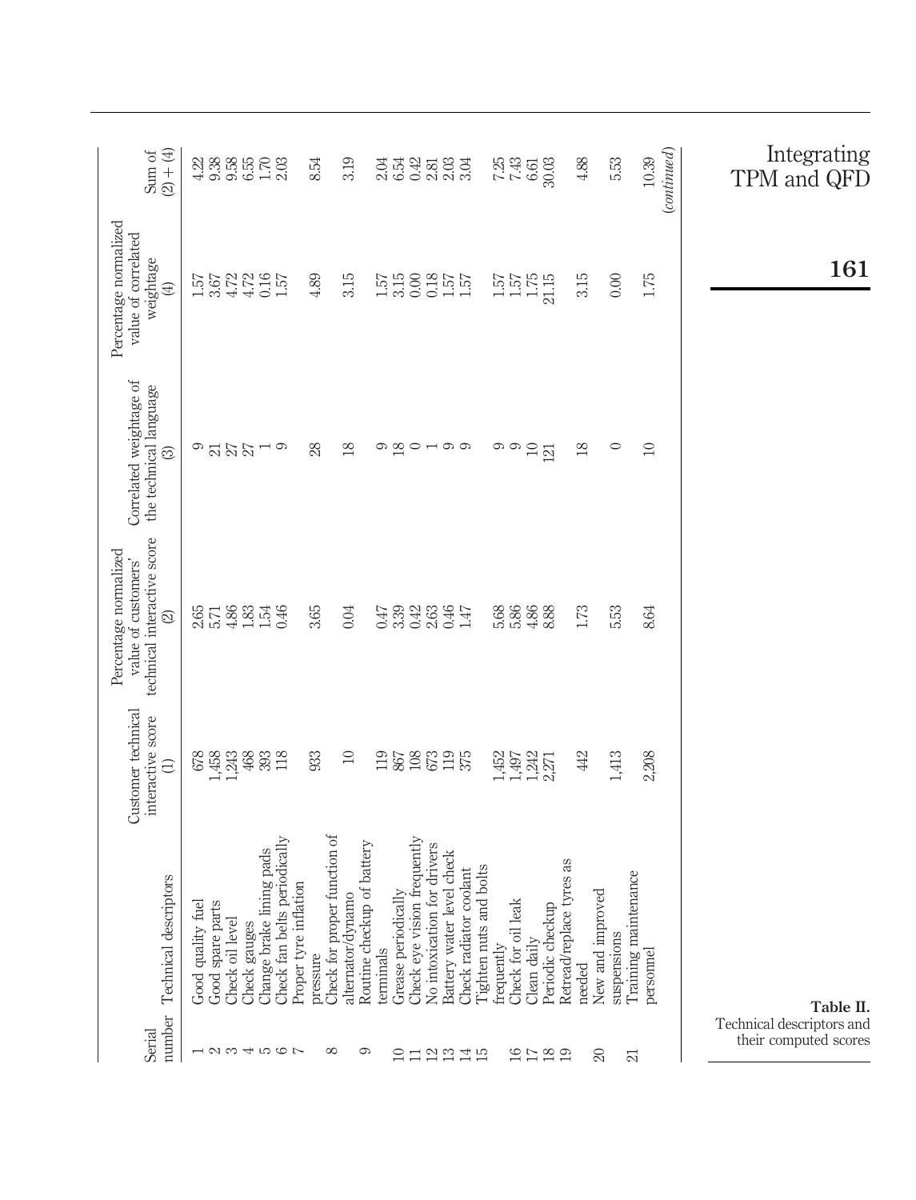**Table II.** Technical descriptors and their computed scores

| Serial number | Technical descriptors | Customer technical interactive score (1) | Percentage normalized value of customers' technical interactive score (2) | Correlated weightage of the technical language (3) | Percentage normalized value of correlated weightage (4) | Sum of (2) + (4) |
|---|---|---|---|---|---|---|
| 1 | Good quality fuel | 678 | 2.65 | 9 | 1.57 | 4.22 |
| 2 | Good spare parts | 1,458 | 5.71 | 21 | 3.67 | 9.38 |
| 3 | Check oil level | 1,243 | 4.86 | 27 | 4.72 | 9.58 |
| 4 | Check gauges | 468 | 1.83 | 27 | 4.72 | 6.55 |
| 5 | Change brake lining pads | 393 | 1.54 | 1 | 0.16 | 1.70 |
| 6 | Check fan belts periodically | 118 | 0.46 | 9 | 1.57 | 2.03 |
| 7 | Proper tyre inflation pressure | 933 | 3.65 | 28 | 4.89 | 8.54 |
| 8 | Check for proper function of alternator/dynamo | 10 | 0.04 | 18 | 3.15 | 3.19 |
| 9 | Routine checkup of battery terminals | 119 | 0.47 | 9 | 1.57 | 2.04 |
| 10 | Grease periodically | 867 | 3.39 | 18 | 3.15 | 6.54 |
| 11 | Check eye vision frequently | 108 | 0.42 | 0 | 0.00 | 0.42 |
| 12 | No intoxication for drivers | 673 | 2.63 | 1 | 0.18 | 2.81 |
| 13 | Battery water level check | 119 | 0.46 | 9 | 1.57 | 2.03 |
| 14 | Check radiator coolant | 375 | 1.47 | 9 | 1.57 | 3.04 |
| 15 | Tighten nuts and bolts frequently | 1,452 | 5.68 | 9 | 1.57 | 7.25 |
| 16 | Check for oil leak | 1,497 | 5.86 | 9 | 1.57 | 7.43 |
| 17 | Clean daily | 1,242 | 4.86 | 10 | 1.75 | 6.61 |
| 18 | Periodic checkup | 2,271 | 8.88 | 121 | 21.15 | 30.03 |
| 19 | Retread/replace tyres as needed | 442 | 1.73 | 18 | 3.15 | 4.88 |
| 20 | New and improved suspensions | 1,413 | 5.53 | 0 | 0.00 | 5.53 |
| 21 | Training maintenance personnel | 2,208 | 8.64 | 10 | 1.75 | 10.39 |

*(continued)*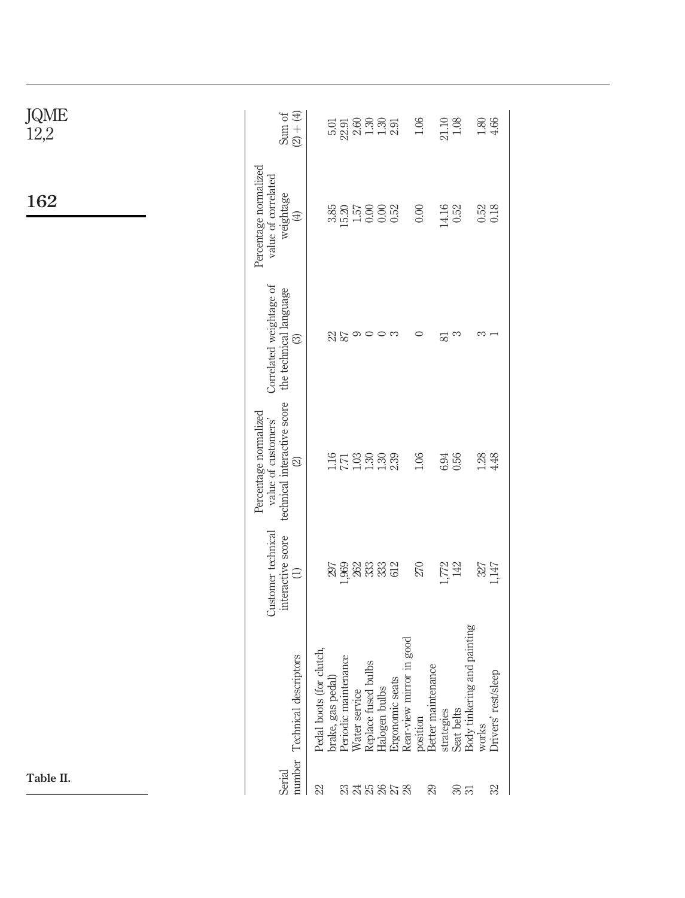**Table II.**

| Serial number | Technical descriptors | Customer technical interactive score (1) | Percentage normalized value of customers' technical interactive score (2) | Correlated weightage of the technical language (3) | Percentage normalized value of correlated weightage (4) | Sum of (2) + (4) |
|---|---|---|---|---|---|---|
| 22 | Pedal boots (for clutch, brake, gas pedal) | 297 | 1.16 | 22 | 3.85 | 5.01 |
| 23 | Periodic maintenance | 1,969 | 7.71 | 87 | 15.20 | 22.91 |
| 24 | Water service | 262 | 1.03 | 9 | 1.57 | 2.60 |
| 25 | Replace fused bulbs | 333 | 1.30 | 0 | 0.00 | 1.30 |
| 26 | Halogen bulbs | 333 | 1.30 | 0 | 0.00 | 1.30 |
| 27 | Ergonomic seats | 612 | 2.39 | 3 | 0.52 | 2.91 |
| 28 | Rear-view mirror in good position | 270 | 1.06 | 0 | 0.00 | 1.06 |
| 29 | Better maintenance strategies | 1,772 | 6.94 | 81 | 14.16 | 21.10 |
| 30 | Seat belts | 142 | 0.56 | 3 | 0.52 | 1.08 |
| 31 | Body tinkering and painting works | 327 | 1.28 | 3 | 0.52 | 1.80 |
| 32 | Drivers' rest/sleep | 1,147 | 4.48 | 1 | 0.18 | 4.66 |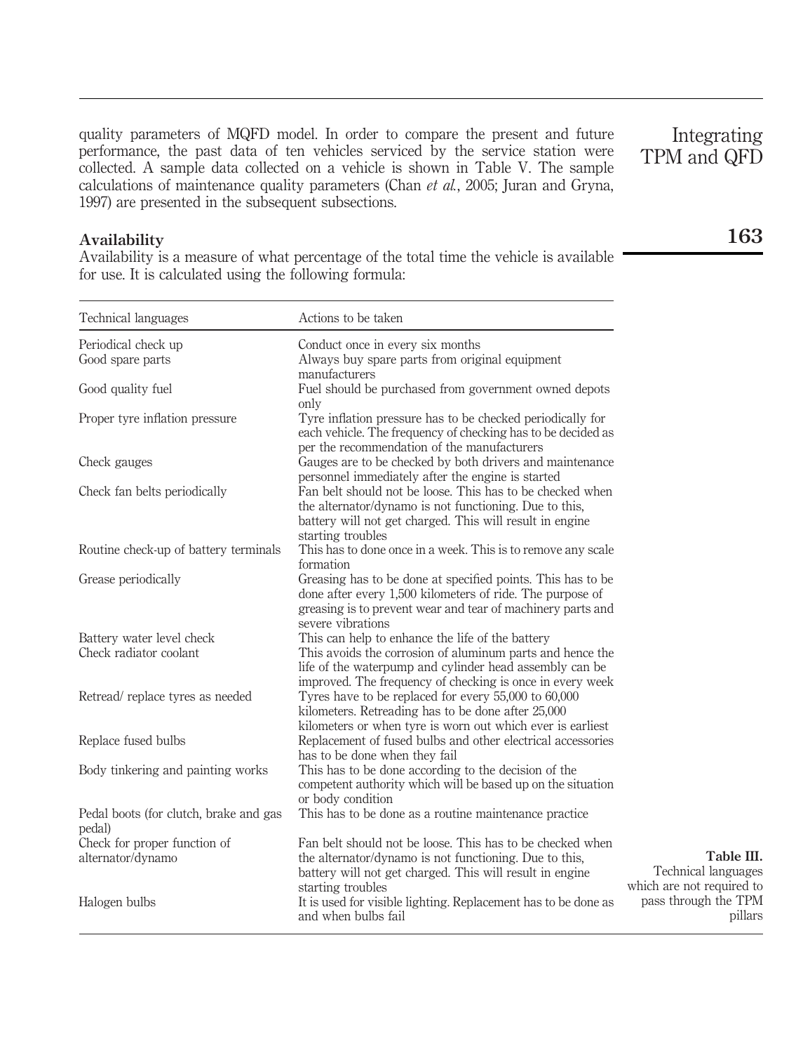quality parameters of MQFD model. In order to compare the present and future performance, the past data of ten vehicles serviced by the service station were collected. A sample data collected on a vehicle is shown in Table V. The sample calculations of maintenance quality parameters (Chan *et al.*, 2005; Juran and Gryna, 1997) are presented in the subsequent subsections.

### Availability

Availability is a measure of what percentage of the total time the vehicle is available for use. It is calculated using the following formula:

| Technical languages | Actions to be taken |
|---|---|
| Periodical check up | Conduct once in every six months |
| Good spare parts | Always buy spare parts from original equipment manufacturers |
| Good quality fuel | Fuel should be purchased from government owned depots only |
| Proper tyre inflation pressure | Tyre inflation pressure has to be checked periodically for each vehicle. The frequency of checking has to be decided as per the recommendation of the manufacturers |
| Check gauges | Gauges are to be checked by both drivers and maintenance personnel immediately after the engine is started |
| Check fan belts periodically | Fan belt should not be loose. This has to be checked when the alternator/dynamo is not functioning. Due to this, battery will not get charged. This will result in engine starting troubles |
| Routine check-up of battery terminals | This has to done once in a week. This is to remove any scale formation |
| Grease periodically | Greasing has to be done at specified points. This has to be done after every 1,500 kilometers of ride. The purpose of greasing is to prevent wear and tear of machinery parts and severe vibrations |
| Battery water level check | This can help to enhance the life of the battery |
| Check radiator coolant | This avoids the corrosion of aluminum parts and hence the life of the waterpump and cylinder head assembly can be improved. The frequency of checking is once in every week |
| Retread/ replace tyres as needed | Tyres have to be replaced for every 55,000 to 60,000 kilometers. Retreading has to be done after 25,000 kilometers or when tyre is worn out which ever is earliest |
| Replace fused bulbs | Replacement of fused bulbs and other electrical accessories has to be done when they fail |
| Body tinkering and painting works | This has to be done according to the decision of the competent authority which will be based up on the situation or body condition |
| Pedal boots (for clutch, brake and gas pedal) | This has to be done as a routine maintenance practice |
| Check for proper function of alternator/dynamo | Fan belt should not be loose. This has to be checked when the alternator/dynamo is not functioning. Due to this, battery will not get charged. This will result in engine starting troubles |
| Halogen bulbs | It is used for visible lighting. Replacement has to be done as and when bulbs fail |

**Table III.** Technical languages which are not required to pass through the TPM pillars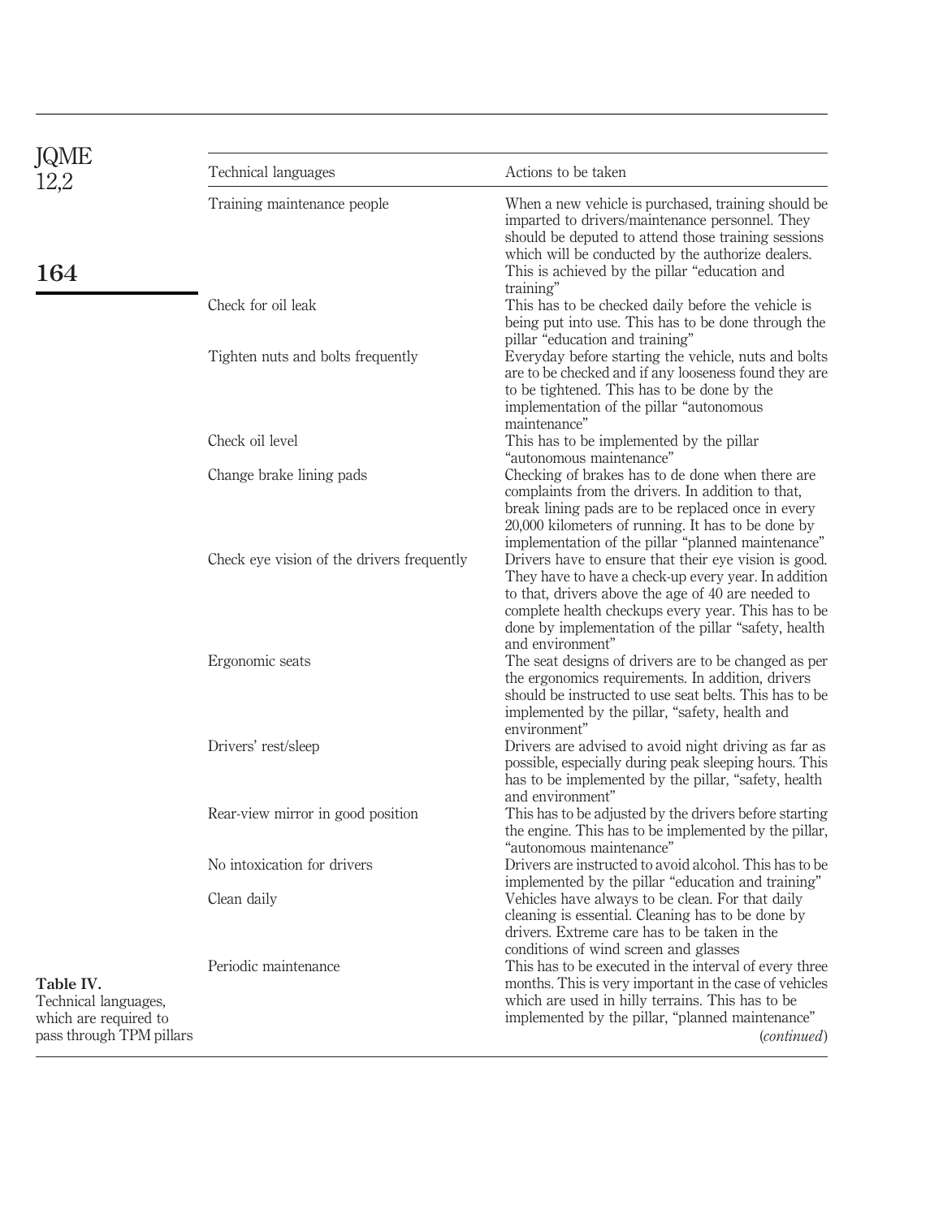| Technical languages | Actions to be taken |
|---|---|
| Training maintenance people | When a new vehicle is purchased, training should be imparted to drivers/maintenance personnel. They should be deputed to attend those training sessions which will be conducted by the authorize dealers. This is achieved by the pillar "education and training" |
| Check for oil leak | This has to be checked daily before the vehicle is being put into use. This has to be done through the pillar "education and training" |
| Tighten nuts and bolts frequently | Everyday before starting the vehicle, nuts and bolts are to be checked and if any looseness found they are to be tightened. This has to be done by the implementation of the pillar "autonomous maintenance" |
| Check oil level | This has to be implemented by the pillar "autonomous maintenance" |
| Change brake lining pads | Checking of brakes has to de done when there are complaints from the drivers. In addition to that, break lining pads are to be replaced once in every 20,000 kilometers of running. It has to be done by implementation of the pillar "planned maintenance" |
| Check eye vision of the drivers frequently | Drivers have to ensure that their eye vision is good. They have to have a check-up every year. In addition to that, drivers above the age of 40 are needed to complete health checkups every year. This has to be done by implementation of the pillar "safety, health and environment" |
| Ergonomic seats | The seat designs of drivers are to be changed as per the ergonomics requirements. In addition, drivers should be instructed to use seat belts. This has to be implemented by the pillar, "safety, health and environment" |
| Drivers' rest/sleep | Drivers are advised to avoid night driving as far as possible, especially during peak sleeping hours. This has to be implemented by the pillar, "safety, health and environment" |
| Rear-view mirror in good position | This has to be adjusted by the drivers before starting the engine. This has to be implemented by the pillar, "autonomous maintenance" |
| No intoxication for drivers | Drivers are instructed to avoid alcohol. This has to be implemented by the pillar "education and training" |
| Clean daily | Vehicles have always to be clean. For that daily cleaning is essential. Cleaning has to be done by drivers. Extreme care has to be taken in the conditions of wind screen and glasses |
| Periodic maintenance | This has to be executed in the interval of every three months. This is very important in the case of vehicles which are used in hilly terrains. This has to be implemented by the pillar, "planned maintenance" |

*(continued)*

**Table IV.** Technical languages, which are required to pass through TPM pillars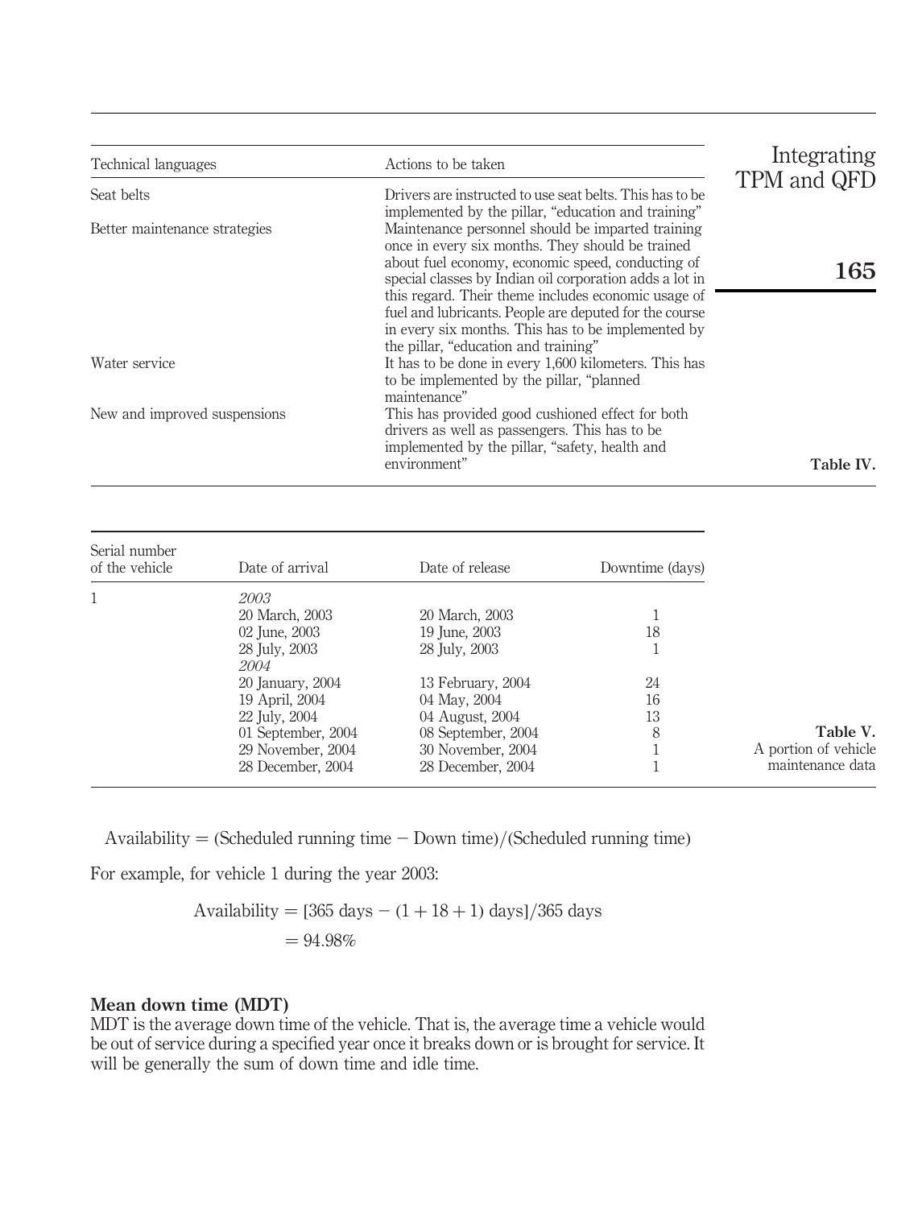| Technical languages | Actions to be taken |
|---|---|
| Seat belts | Drivers are instructed to use seat belts. This has to be implemented by the pillar, "education and training" |
| Better maintenance strategies | Maintenance personnel should be imparted training once in every six months. They should be trained about fuel economy, economic speed, conducting of special classes by Indian oil corporation adds a lot in this regard. Their theme includes economic usage of fuel and lubricants. People are deputed for the course in every six months. This has to be implemented by the pillar, "education and training" |
| Water service | It has to be done in every 1,600 kilometers. This has to be implemented by the pillar, "planned maintenance" |
| New and improved suspensions | This has provided good cushioned effect for both drivers as well as passengers. This has to be implemented by the pillar, "safety, health and environment" |

**Table IV.**

| Serial number of the vehicle | Date of arrival | Date of release | Downtime (days) |
|---|---|---|---|
| 1 | *2003* | | |
| | 20 March, 2003 | 20 March, 2003 | 1 |
| | 02 June, 2003 | 19 June, 2003 | 18 |
| | 28 July, 2003 | 28 July, 2003 | 1 |
| | *2004* | | |
| | 20 January, 2004 | 13 February, 2004 | 24 |
| | 19 April, 2004 | 04 May, 2004 | 16 |
| | 22 July, 2004 | 04 August, 2004 | 13 |
| | 01 September, 2004 | 08 September, 2004 | 8 |
| | 29 November, 2004 | 30 November, 2004 | 1 |
| | 28 December, 2004 | 28 December, 2004 | 1 |

**Table V.** A portion of vehicle maintenance data

$$\text{Availability} = (\text{Scheduled running time} - \text{Down time})/(\text{Scheduled running time})$$

For example, for vehicle 1 during the year 2003:

$$\begin{aligned}\text{Availability} &= [365 \text{ days} - (1 + 18 + 1) \text{ days}]/365 \text{ days} \\ &= 94.98\%\end{aligned}$$

### Mean down time (MDT)

MDT is the average down time of the vehicle. That is, the average time a vehicle would be out of service during a specified year once it breaks down or is brought for service. It will be generally the sum of down time and idle time.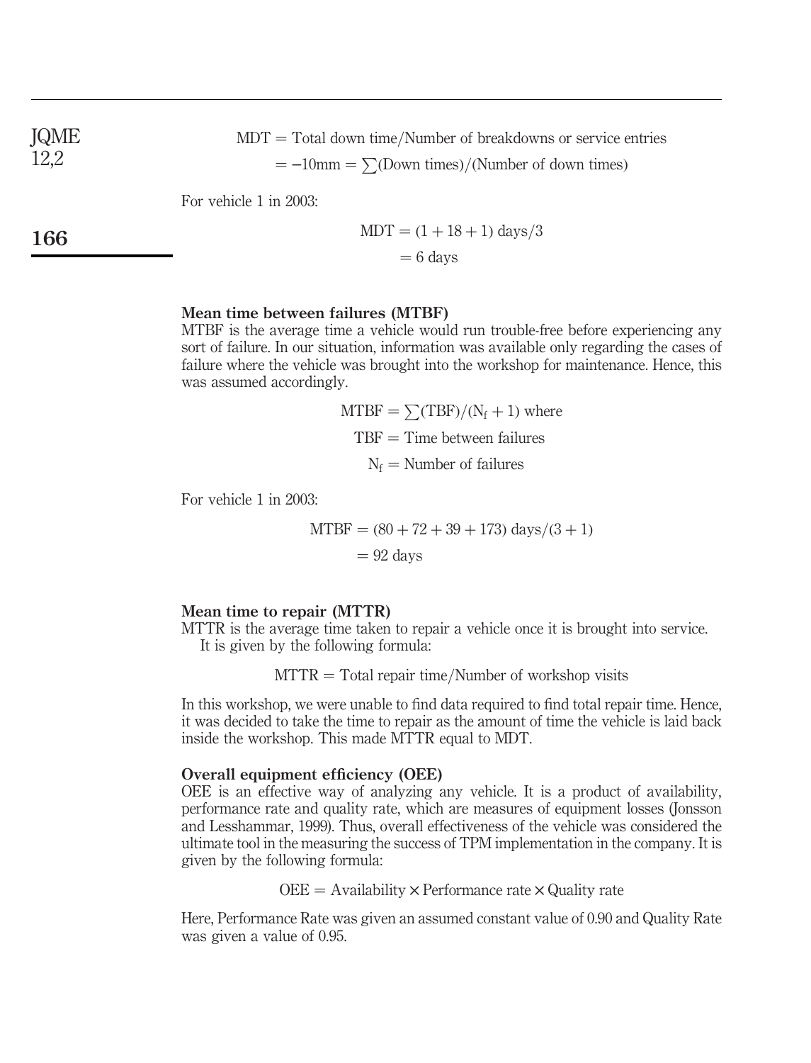$$\text{MDT} = \text{Total down time}/\text{Number of breakdowns or service entries}$$
$$= -10\text{mm} = \sum(\text{Down times})/(\text{Number of down times})$$

For vehicle 1 in 2003:

$$\text{MDT} = (1 + 18 + 1)\ \text{days}/3$$
$$= 6\ \text{days}$$

### Mean time between failures (MTBF)

MTBF is the average time a vehicle would run trouble-free before experiencing any sort of failure. In our situation, information was available only regarding the cases of failure where the vehicle was brought into the workshop for maintenance. Hence, this was assumed accordingly.

$$\text{MTBF} = \sum(\text{TBF})/(\text{N}_\text{f} + 1)\ \text{where}$$
$$\text{TBF} = \text{Time between failures}$$
$$\text{N}_\text{f} = \text{Number of failures}$$

For vehicle 1 in 2003:

$$\text{MTBF} = (80 + 72 + 39 + 173)\ \text{days}/(3 + 1)$$
$$= 92\ \text{days}$$

### Mean time to repair (MTTR)

MTTR is the average time taken to repair a vehicle once it is brought into service.

It is given by the following formula:

$$\text{MTTR} = \text{Total repair time}/\text{Number of workshop visits}$$

In this workshop, we were unable to find data required to find total repair time. Hence, it was decided to take the time to repair as the amount of time the vehicle is laid back inside the workshop. This made MTTR equal to MDT.

### Overall equipment efficiency (OEE)

OEE is an effective way of analyzing any vehicle. It is a product of availability, performance rate and quality rate, which are measures of equipment losses (Jonsson and Lesshammar, 1999). Thus, overall effectiveness of the vehicle was considered the ultimate tool in the measuring the success of TPM implementation in the company. It is given by the following formula:

$$\text{OEE} = \text{Availability} \times \text{Performance rate} \times \text{Quality rate}$$

Here, Performance Rate was given an assumed constant value of 0.90 and Quality Rate was given a value of 0.95.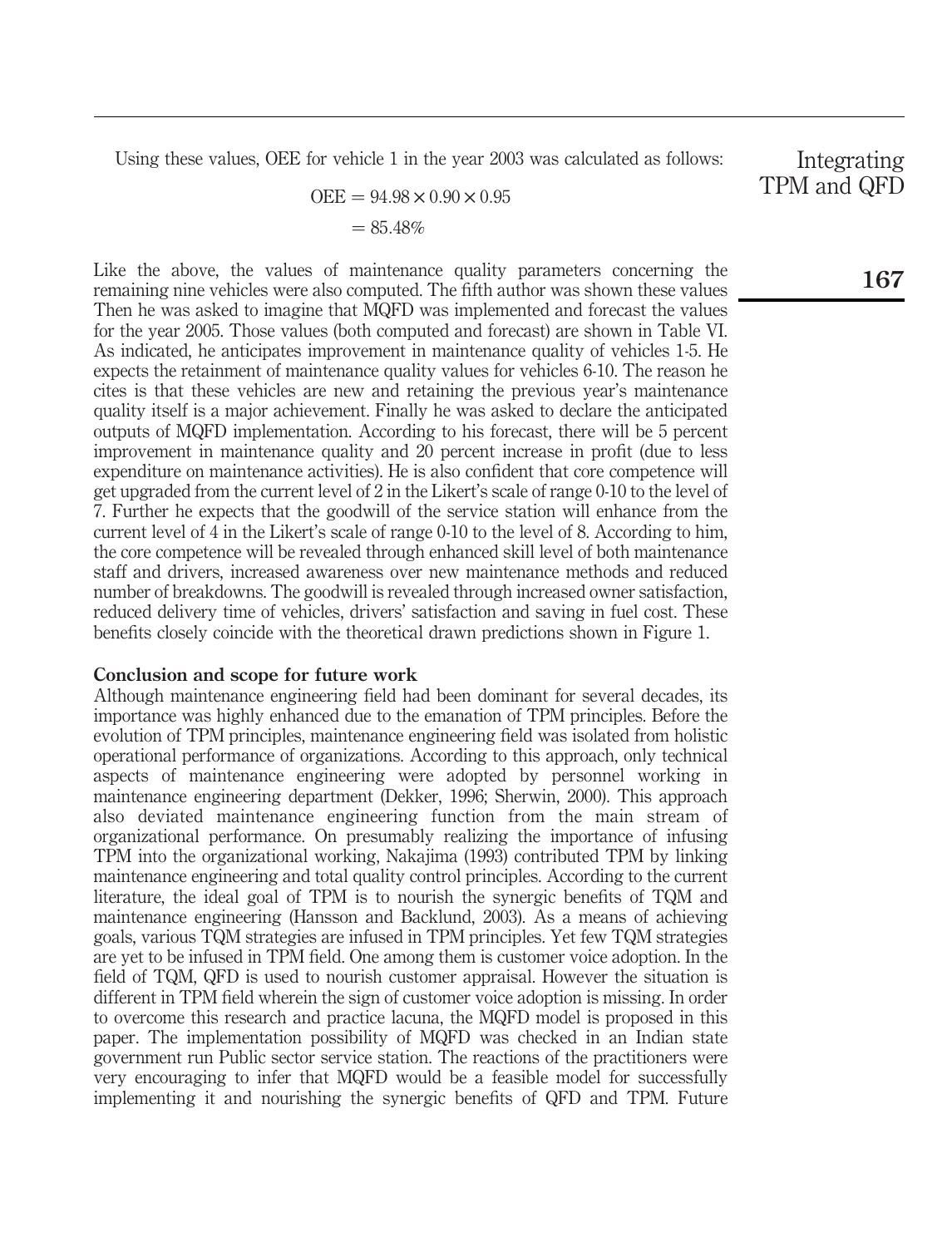Using these values, OEE for vehicle 1 in the year 2003 was calculated as follows:

$$\begin{aligned} \text{OEE} &= 94.98 \times 0.90 \times 0.95 \\ &= 85.48\% \end{aligned}$$

Like the above, the values of maintenance quality parameters concerning the remaining nine vehicles were also computed. The fifth author was shown these values Then he was asked to imagine that MQFD was implemented and forecast the values for the year 2005. Those values (both computed and forecast) are shown in Table VI. As indicated, he anticipates improvement in maintenance quality of vehicles 1-5. He expects the retainment of maintenance quality values for vehicles 6-10. The reason he cites is that these vehicles are new and retaining the previous year's maintenance quality itself is a major achievement. Finally he was asked to declare the anticipated outputs of MQFD implementation. According to his forecast, there will be 5 percent improvement in maintenance quality and 20 percent increase in profit (due to less expenditure on maintenance activities). He is also confident that core competence will get upgraded from the current level of 2 in the Likert's scale of range 0-10 to the level of 7. Further he expects that the goodwill of the service station will enhance from the current level of 4 in the Likert's scale of range 0-10 to the level of 8. According to him, the core competence will be revealed through enhanced skill level of both maintenance staff and drivers, increased awareness over new maintenance methods and reduced number of breakdowns. The goodwill is revealed through increased owner satisfaction, reduced delivery time of vehicles, drivers' satisfaction and saving in fuel cost. These benefits closely coincide with the theoretical drawn predictions shown in Figure 1.

## Conclusion and scope for future work

Although maintenance engineering field had been dominant for several decades, its importance was highly enhanced due to the emanation of TPM principles. Before the evolution of TPM principles, maintenance engineering field was isolated from holistic operational performance of organizations. According to this approach, only technical aspects of maintenance engineering were adopted by personnel working in maintenance engineering department (Dekker, 1996; Sherwin, 2000). This approach also deviated maintenance engineering function from the main stream of organizational performance. On presumably realizing the importance of infusing TPM into the organizational working, Nakajima (1993) contributed TPM by linking maintenance engineering and total quality control principles. According to the current literature, the ideal goal of TPM is to nourish the synergic benefits of TQM and maintenance engineering (Hansson and Backlund, 2003). As a means of achieving goals, various TQM strategies are infused in TPM principles. Yet few TQM strategies are yet to be infused in TPM field. One among them is customer voice adoption. In the field of TQM, QFD is used to nourish customer appraisal. However the situation is different in TPM field wherein the sign of customer voice adoption is missing. In order to overcome this research and practice lacuna, the MQFD model is proposed in this paper. The implementation possibility of MQFD was checked in an Indian state government run Public sector service station. The reactions of the practitioners were very encouraging to infer that MQFD would be a feasible model for successfully implementing it and nourishing the synergic benefits of QFD and TPM. Future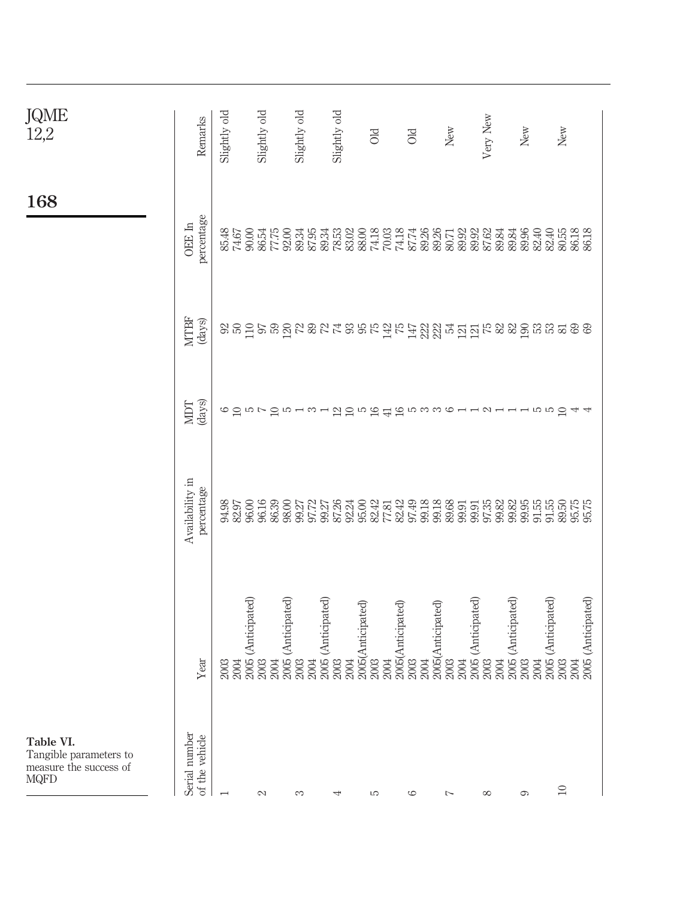**Table VI.** Tangible parameters to measure the success of MQFD

| Serial number of the vehicle | Year | Availability in percentage | MDT (days) | MTBF (days) | OEE In percentage | Remarks |
|---|---|---|---|---|---|---|
| 1 | 2003 | 94.98 | 6 | 92 | 85.48 | Slightly old |
| | 2004 | 82.97 | 10 | 50 | 74.67 | |
| | 2005 (Anticipated) | 96.00 | 5 | 110 | 90.00 | |
| 2 | 2003 | 96.16 | 7 | 97 | 86.54 | Slightly old |
| | 2004 | 86.39 | 10 | 59 | 77.75 | |
| | 2005 (Anticipated) | 98.00 | 5 | 120 | 92.00 | |
| 3 | 2003 | 99.27 | 1 | 72 | 89.34 | Slightly old |
| | 2004 | 97.72 | 3 | 89 | 87.95 | |
| | 2005 (Anticipated) | 99.27 | 1 | 72 | 89.34 | |
| 4 | 2003 | 87.26 | 12 | 74 | 78.53 | Slightly old |
| | 2004 | 92.24 | 10 | 93 | 83.02 | |
| | 2005(Anticipated) | 95.00 | 5 | 95 | 88.00 | |
| 5 | 2003 | 82.42 | 16 | 75 | 74.18 | Old |
| | 2004 | 77.81 | 41 | 142 | 70.03 | |
| | 2005(Anticipated) | 82.42 | 16 | 75 | 74.18 | |
| 6 | 2003 | 97.49 | 5 | 147 | 87.74 | Old |
| | 2004 | 99.18 | 3 | 222 | 89.26 | |
| | 2005(Anticipated) | 99.18 | 3 | 222 | 89.26 | |
| 7 | 2003 | 89.68 | 6 | 54 | 80.71 | New |
| | 2004 | 99.91 | 1 | 121 | 89.92 | |
| | 2005 (Anticipated) | 99.91 | 1 | 121 | 89.92 | |
| 8 | 2003 | 97.35 | 2 | 75 | 87.62 | Very New |
| | 2004 | 99.82 | 1 | 82 | 89.84 | |
| | 2005 (Anticipated) | 99.82 | 1 | 82 | 89.84 | |
| 9 | 2003 | 99.95 | 1 | 190 | 89.96 | New |
| | 2004 | 91.55 | 5 | 53 | 82.40 | |
| | 2005 (Anticipated) | 91.55 | 5 | 53 | 82.40 | |
| 10 | 2003 | 89.50 | 10 | 81 | 80.55 | New |
| | 2004 | 95.75 | 4 | 69 | 86.18 | |
| | 2005 (Anticipated) | 95.75 | 4 | 69 | 86.18 | |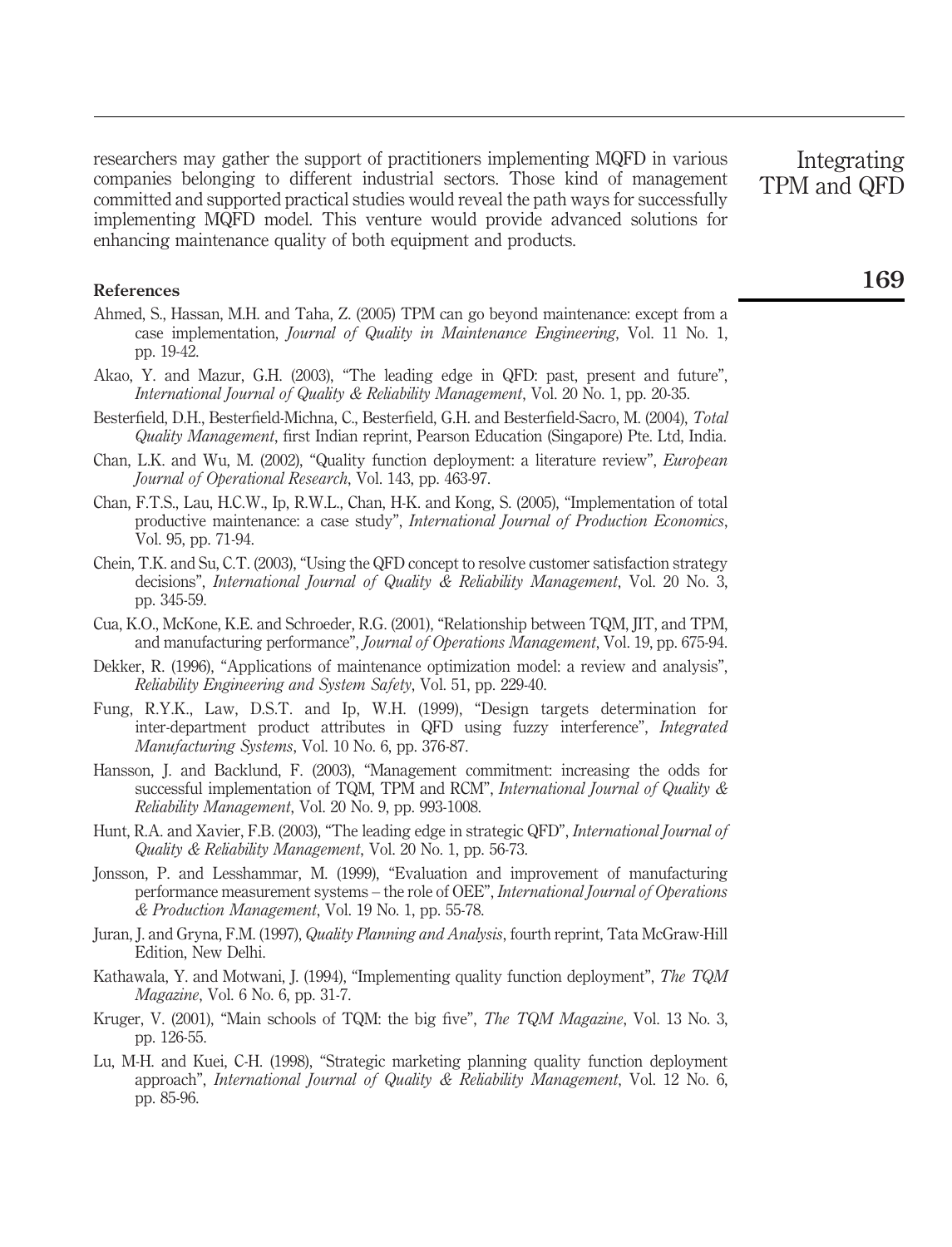researchers may gather the support of practitioners implementing MQFD in various companies belonging to different industrial sectors. Those kind of management committed and supported practical studies would reveal the path ways for successfully implementing MQFD model. This venture would provide advanced solutions for enhancing maintenance quality of both equipment and products.

## References

Ahmed, S., Hassan, M.H. and Taha, Z. (2005) TPM can go beyond maintenance: except from a case implementation, *Journal of Quality in Maintenance Engineering*, Vol. 11 No. 1, pp. 19-42.

Akao, Y. and Mazur, G.H. (2003), "The leading edge in QFD: past, present and future", *International Journal of Quality & Reliability Management*, Vol. 20 No. 1, pp. 20-35.

Besterfield, D.H., Besterfield-Michna, C., Besterfield, G.H. and Besterfield-Sacro, M. (2004), *Total Quality Management*, first Indian reprint, Pearson Education (Singapore) Pte. Ltd, India.

Chan, L.K. and Wu, M. (2002), "Quality function deployment: a literature review", *European Journal of Operational Research*, Vol. 143, pp. 463-97.

Chan, F.T.S., Lau, H.C.W., Ip, R.W.L., Chan, H-K. and Kong, S. (2005), "Implementation of total productive maintenance: a case study", *International Journal of Production Economics*, Vol. 95, pp. 71-94.

Chein, T.K. and Su, C.T. (2003), "Using the QFD concept to resolve customer satisfaction strategy decisions", *International Journal of Quality & Reliability Management*, Vol. 20 No. 3, pp. 345-59.

Cua, K.O., McKone, K.E. and Schroeder, R.G. (2001), "Relationship between TQM, JIT, and TPM, and manufacturing performance", *Journal of Operations Management*, Vol. 19, pp. 675-94.

Dekker, R. (1996), "Applications of maintenance optimization model: a review and analysis", *Reliability Engineering and System Safety*, Vol. 51, pp. 229-40.

Fung, R.Y.K., Law, D.S.T. and Ip, W.H. (1999), "Design targets determination for inter-department product attributes in QFD using fuzzy interference", *Integrated Manufacturing Systems*, Vol. 10 No. 6, pp. 376-87.

Hansson, J. and Backlund, F. (2003), "Management commitment: increasing the odds for successful implementation of TQM, TPM and RCM", *International Journal of Quality & Reliability Management*, Vol. 20 No. 9, pp. 993-1008.

Hunt, R.A. and Xavier, F.B. (2003), "The leading edge in strategic QFD", *International Journal of Quality & Reliability Management*, Vol. 20 No. 1, pp. 56-73.

Jonsson, P. and Lesshammar, M. (1999), "Evaluation and improvement of manufacturing performance measurement systems – the role of OEE", *International Journal of Operations & Production Management*, Vol. 19 No. 1, pp. 55-78.

Juran, J. and Gryna, F.M. (1997), *Quality Planning and Analysis*, fourth reprint, Tata McGraw-Hill Edition, New Delhi.

Kathawala, Y. and Motwani, J. (1994), "Implementing quality function deployment", *The TQM Magazine*, Vol. 6 No. 6, pp. 31-7.

Kruger, V. (2001), "Main schools of TQM: the big five", *The TQM Magazine*, Vol. 13 No. 3, pp. 126-55.

Lu, M-H. and Kuei, C-H. (1998), "Strategic marketing planning quality function deployment approach", *International Journal of Quality & Reliability Management*, Vol. 12 No. 6, pp. 85-96.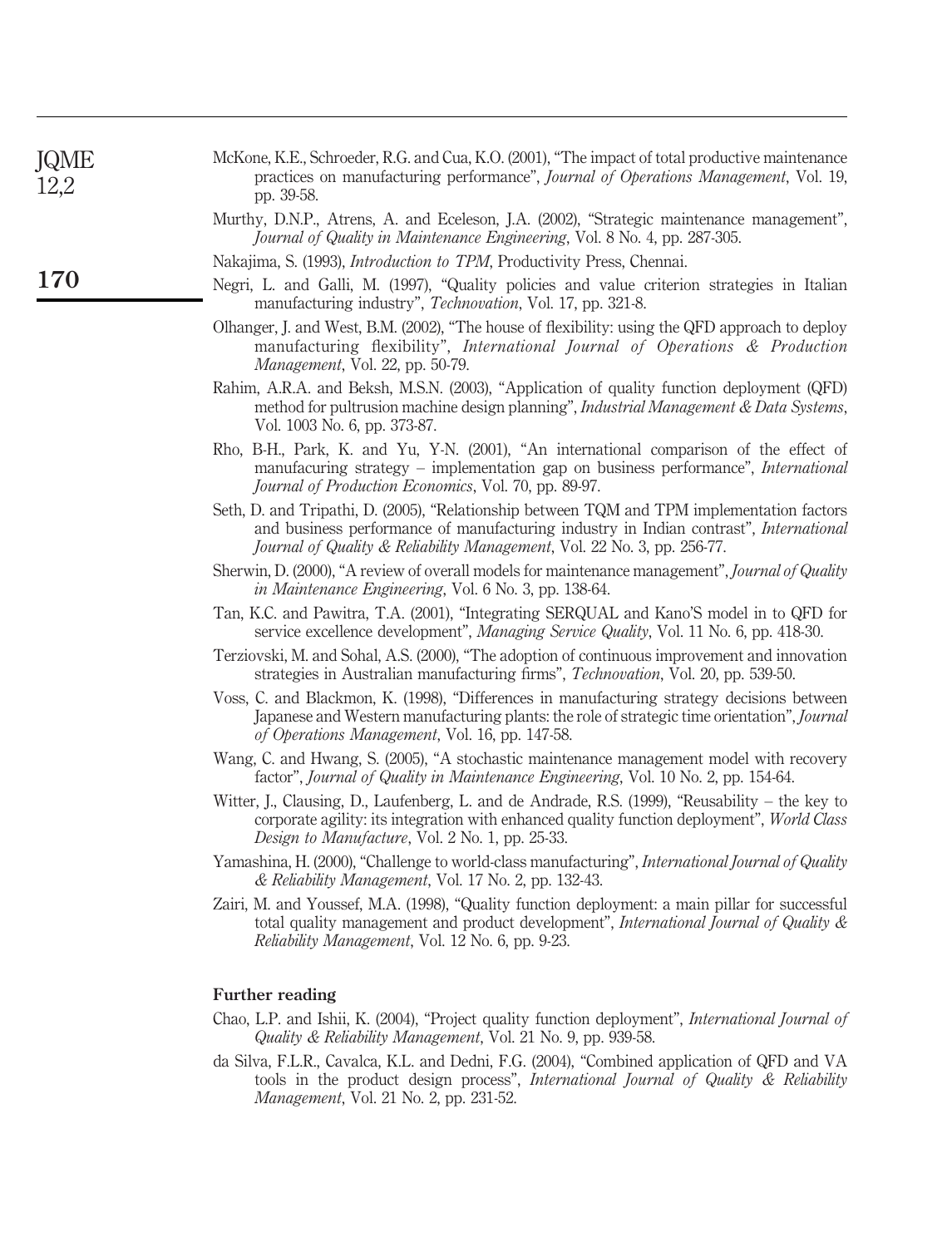McKone, K.E., Schroeder, R.G. and Cua, K.O. (2001), "The impact of total productive maintenance practices on manufacturing performance", *Journal of Operations Management*, Vol. 19, pp. 39-58.

Murthy, D.N.P., Atrens, A. and Eceleson, J.A. (2002), "Strategic maintenance management", *Journal of Quality in Maintenance Engineering*, Vol. 8 No. 4, pp. 287-305.

Nakajima, S. (1993), *Introduction to TPM*, Productivity Press, Chennai.

Negri, L. and Galli, M. (1997), "Quality policies and value criterion strategies in Italian manufacturing industry", *Technovation*, Vol. 17, pp. 321-8.

Olhanger, J. and West, B.M. (2002), "The house of flexibility: using the QFD approach to deploy manufacturing flexibility", *International Journal of Operations & Production Management*, Vol. 22, pp. 50-79.

Rahim, A.R.A. and Beksh, M.S.N. (2003), "Application of quality function deployment (QFD) method for pultrusion machine design planning", *Industrial Management & Data Systems*, Vol. 1003 No. 6, pp. 373-87.

Rho, B-H., Park, K. and Yu, Y-N. (2001), "An international comparison of the effect of manufacuring strategy – implementation gap on business performance", *International Journal of Production Economics*, Vol. 70, pp. 89-97.

Seth, D. and Tripathi, D. (2005), "Relationship between TQM and TPM implementation factors and business performance of manufacturing industry in Indian contrast", *International Journal of Quality & Reliability Management*, Vol. 22 No. 3, pp. 256-77.

Sherwin, D. (2000), "A review of overall models for maintenance management", *Journal of Quality in Maintenance Engineering*, Vol. 6 No. 3, pp. 138-64.

Tan, K.C. and Pawitra, T.A. (2001), "Integrating SERQUAL and Kano'S model in to QFD for service excellence development", *Managing Service Quality*, Vol. 11 No. 6, pp. 418-30.

Terziovski, M. and Sohal, A.S. (2000), "The adoption of continuous improvement and innovation strategies in Australian manufacturing firms", *Technovation*, Vol. 20, pp. 539-50.

Voss, C. and Blackmon, K. (1998), "Differences in manufacturing strategy decisions between Japanese and Western manufacturing plants: the role of strategic time orientation", *Journal of Operations Management*, Vol. 16, pp. 147-58.

Wang, C. and Hwang, S. (2005), "A stochastic maintenance management model with recovery factor", *Journal of Quality in Maintenance Engineering*, Vol. 10 No. 2, pp. 154-64.

Witter, J., Clausing, D., Laufenberg, L. and de Andrade, R.S. (1999), "Reusability – the key to corporate agility: its integration with enhanced quality function deployment", *World Class Design to Manufacture*, Vol. 2 No. 1, pp. 25-33.

Yamashina, H. (2000), "Challenge to world-class manufacturing", *International Journal of Quality & Reliability Management*, Vol. 17 No. 2, pp. 132-43.

Zairi, M. and Youssef, M.A. (1998), "Quality function deployment: a main pillar for successful total quality management and product development", *International Journal of Quality & Reliability Management*, Vol. 12 No. 6, pp. 9-23.

## Further reading

Chao, L.P. and Ishii, K. (2004), "Project quality function deployment", *International Journal of Quality & Reliability Management*, Vol. 21 No. 9, pp. 939-58.

da Silva, F.L.R., Cavalca, K.L. and Dedni, F.G. (2004), "Combined application of QFD and VA tools in the product design process", *International Journal of Quality & Reliability Management*, Vol. 21 No. 2, pp. 231-52.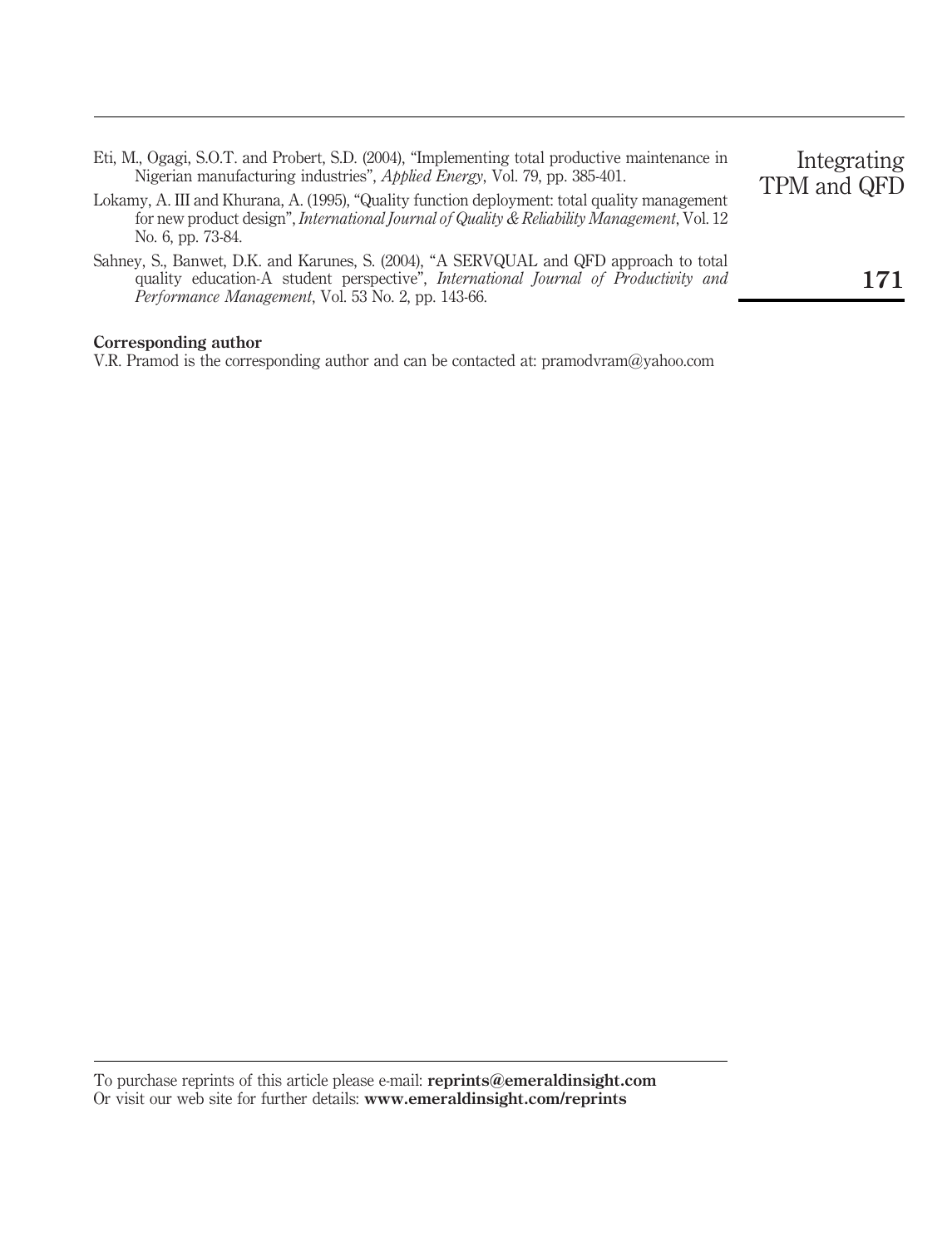Eti, M., Ogagi, S.O.T. and Probert, S.D. (2004), "Implementing total productive maintenance in Nigerian manufacturing industries", *Applied Energy*, Vol. 79, pp. 385-401.

Lokamy, A. III and Khurana, A. (1995), "Quality function deployment: total quality management for new product design", *International Journal of Quality & Reliability Management*, Vol. 12 No. 6, pp. 73-84.

Sahney, S., Banwet, D.K. and Karunes, S. (2004), "A SERVQUAL and QFD approach to total quality education-A student perspective", *International Journal of Productivity and Performance Management*, Vol. 53 No. 2, pp. 143-66.

**Corresponding author**

V.R. Pramod is the corresponding author and can be contacted at: pramodvram@yahoo.com

To purchase reprints of this article please e-mail: **reprints@emeraldinsight.com**
Or visit our web site for further details: **www.emeraldinsight.com/reprints**